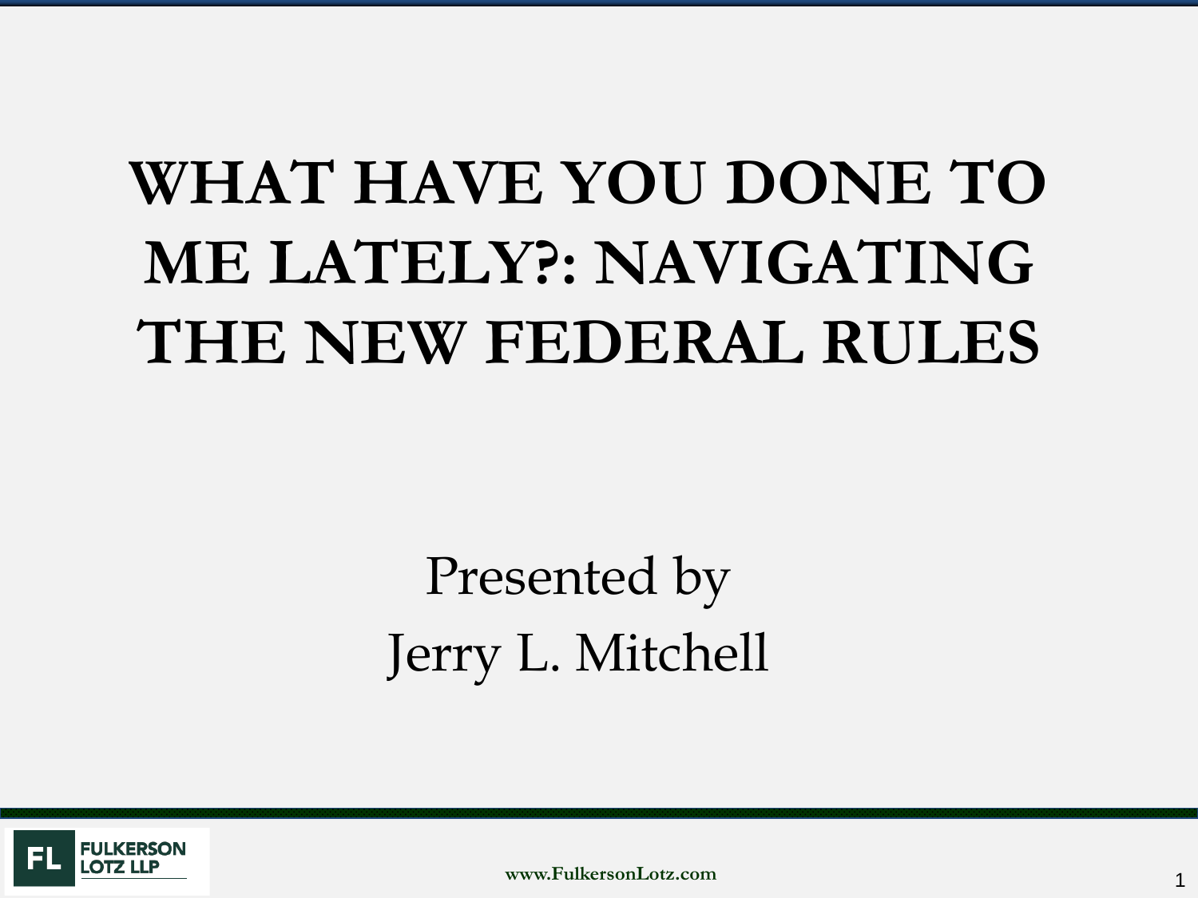# WHAT HAVE YOU DONE TO ME LATELY?: NAVIGATING THE NEW FEDERAL RULES

Presented by
Jerry L. Mitchell

FULKERSON LOTZ LLP

www.FulkersonLotz.com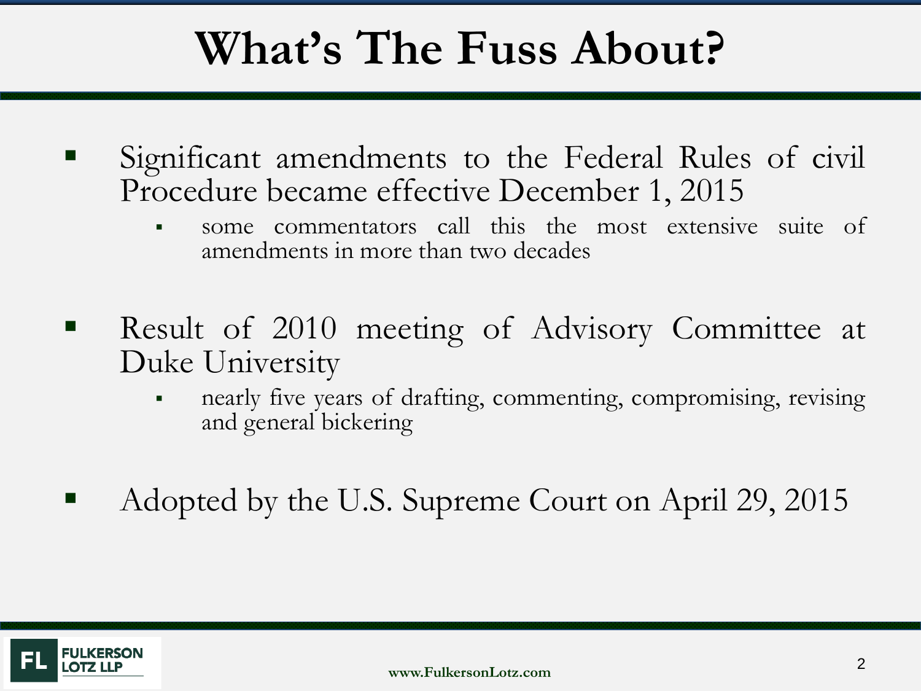# What's The Fuss About?

- Significant amendments to the Federal Rules of civil Procedure became effective December 1, 2015
  - some commentators call this the most extensive suite of amendments in more than two decades
- Result of 2010 meeting of Advisory Committee at Duke University
  - nearly five years of drafting, commenting, compromising, revising and general bickering
- Adopted by the U.S. Supreme Court on April 29, 2015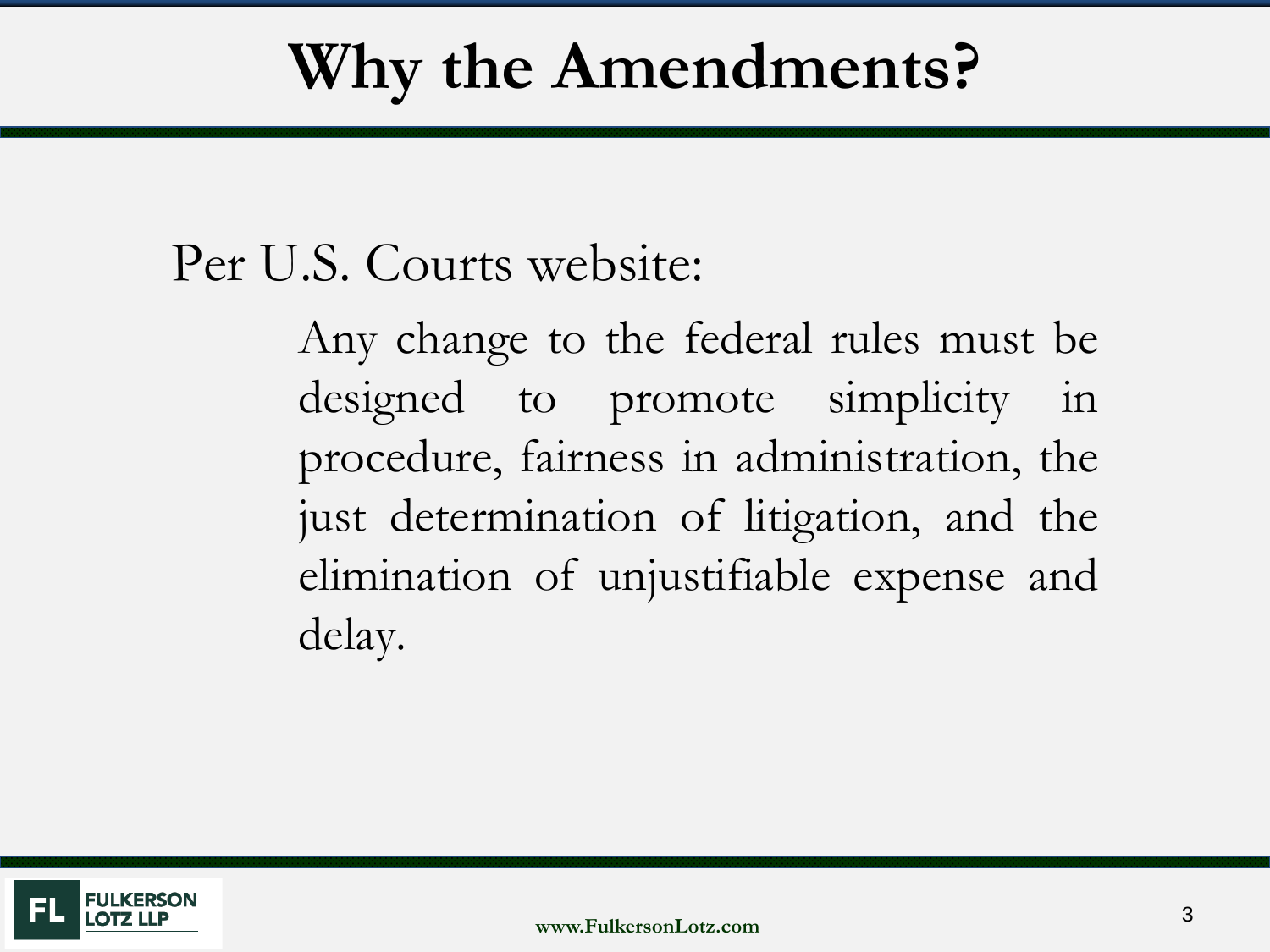# Why the Amendments?

Per U.S. Courts website:

> Any change to the federal rules must be designed to promote simplicity in procedure, fairness in administration, the just determination of litigation, and the elimination of unjustifiable expense and delay.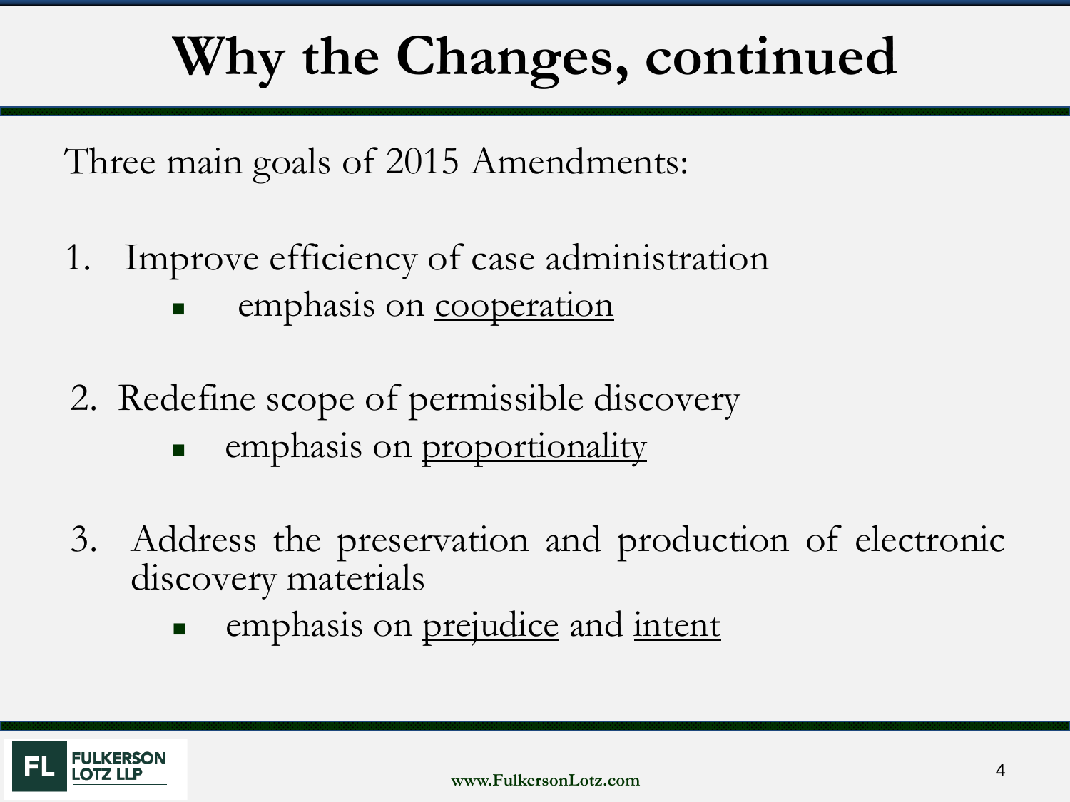# Why the Changes, continued

Three main goals of 2015 Amendments:

1. Improve efficiency of case administration
   - emphasis on <u>cooperation</u>

2. Redefine scope of permissible discovery
   - emphasis on <u>proportionality</u>

3. Address the preservation and production of electronic discovery materials
   - emphasis on <u>prejudice</u> and <u>intent</u>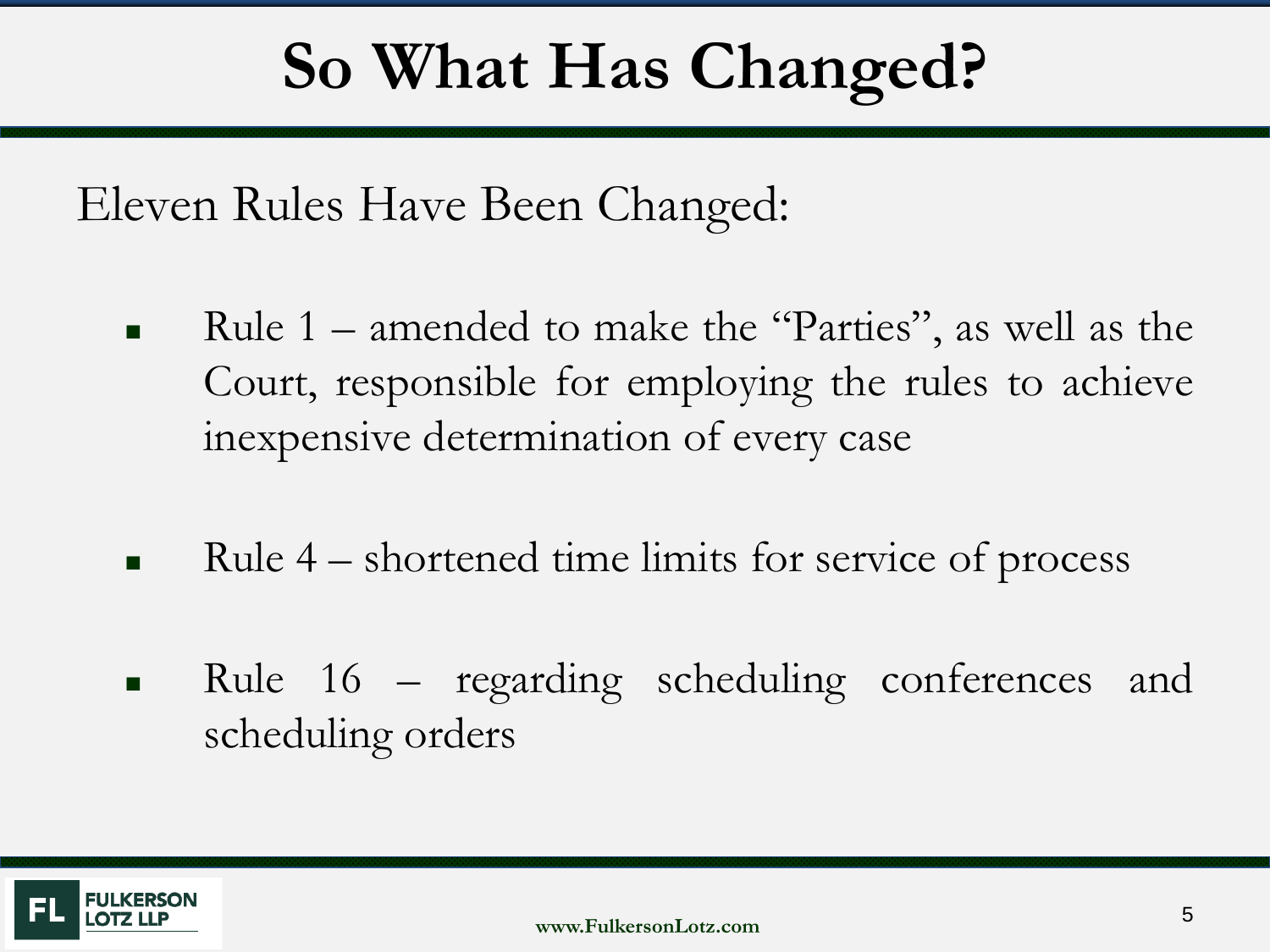# So What Has Changed?

Eleven Rules Have Been Changed:

- Rule 1 – amended to make the “Parties”, as well as the Court, responsible for employing the rules to achieve inexpensive determination of every case

- Rule 4 – shortened time limits for service of process

- Rule 16 – regarding scheduling conferences and scheduling orders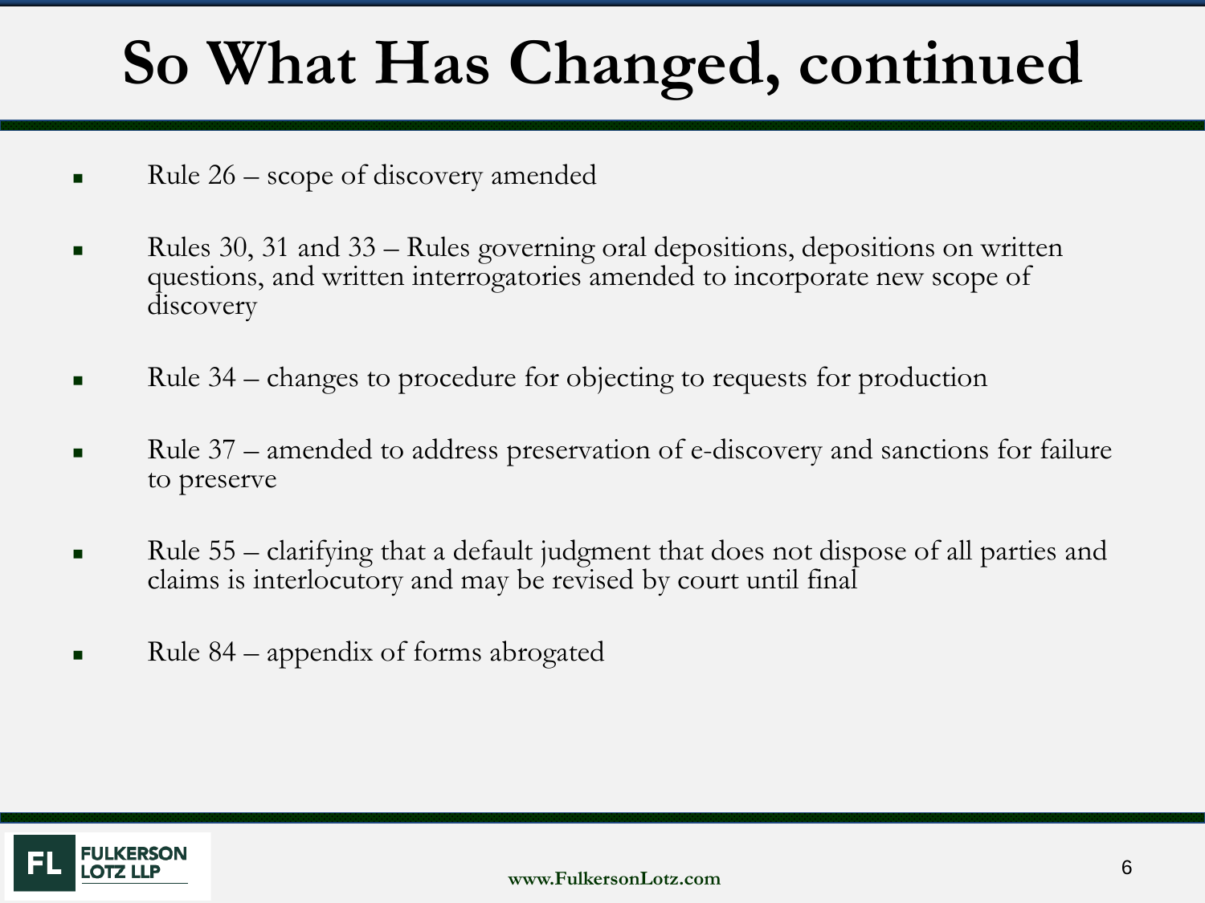# So What Has Changed, continued

- Rule 26 – scope of discovery amended
- Rules 30, 31 and 33 – Rules governing oral depositions, depositions on written questions, and written interrogatories amended to incorporate new scope of discovery
- Rule 34 – changes to procedure for objecting to requests for production
- Rule 37 – amended to address preservation of e-discovery and sanctions for failure to preserve
- Rule 55 – clarifying that a default judgment that does not dispose of all parties and claims is interlocutory and may be revised by court until final
- Rule 84 – appendix of forms abrogated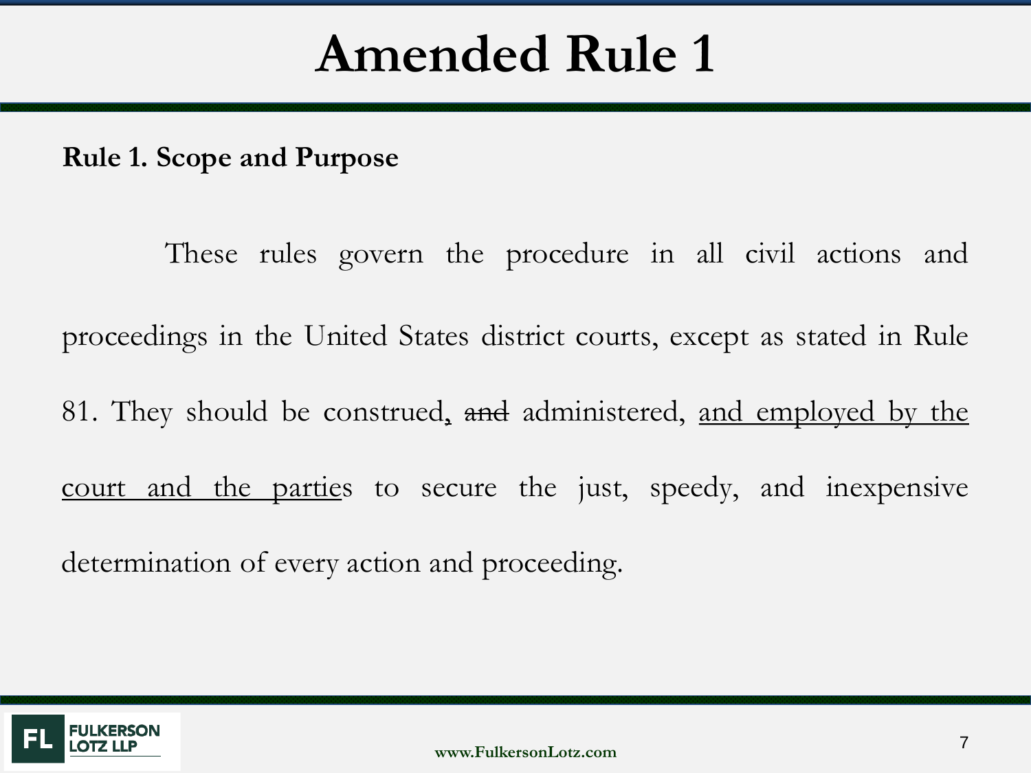# Amended Rule 1

**Rule 1. Scope and Purpose**

These rules govern the procedure in all civil actions and proceedings in the United States district courts, except as stated in Rule 81. They should be construed, ~~and~~ administered, <u>and employed by the court and the parties</u> to secure the just, speedy, and inexpensive determination of every action and proceeding.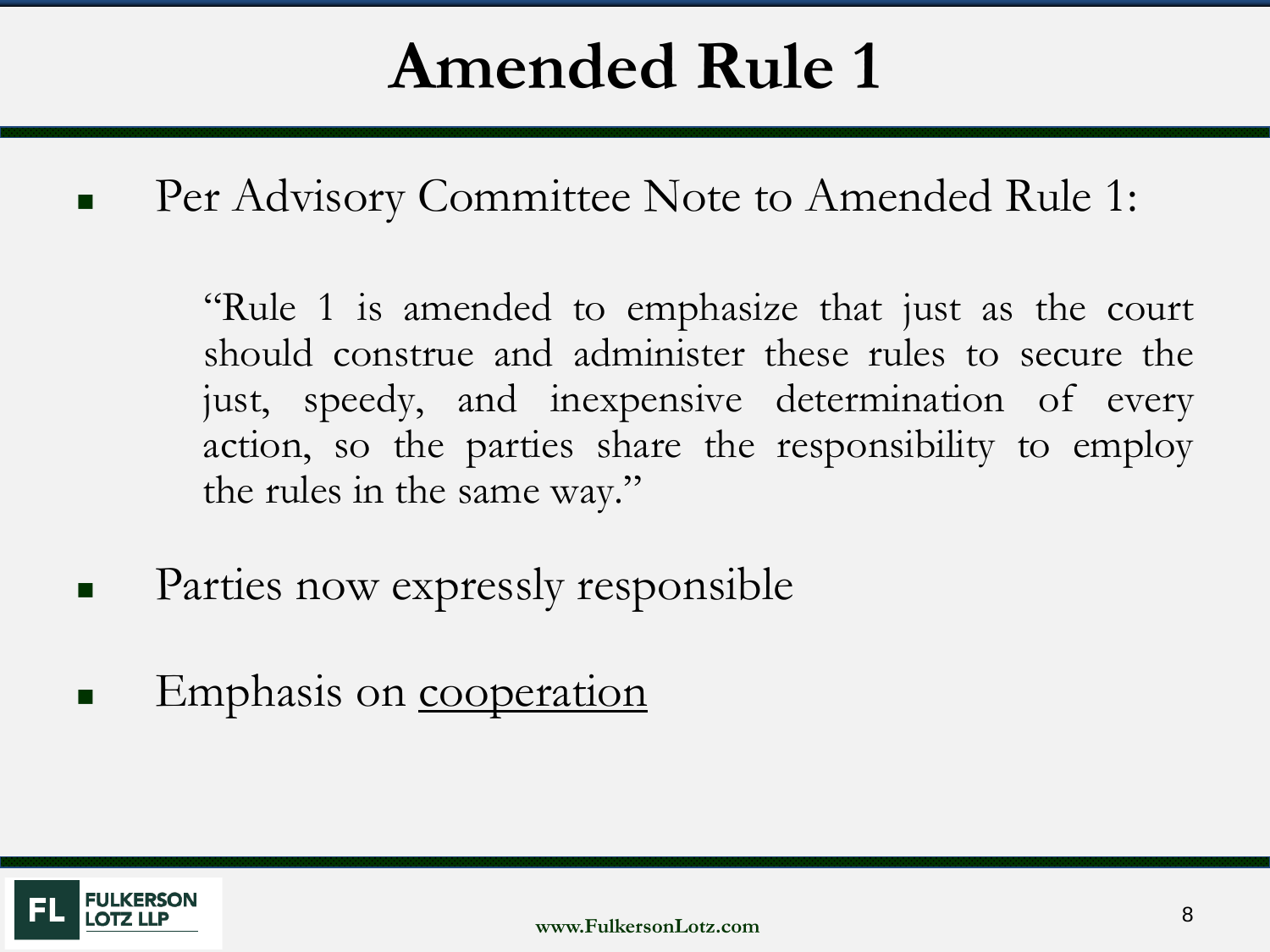# Amended Rule 1

- Per Advisory Committee Note to Amended Rule 1:

  > "Rule 1 is amended to emphasize that just as the court should construe and administer these rules to secure the just, speedy, and inexpensive determination of every action, so the parties share the responsibility to employ the rules in the same way."

- Parties now expressly responsible
- Emphasis on <u>cooperation</u>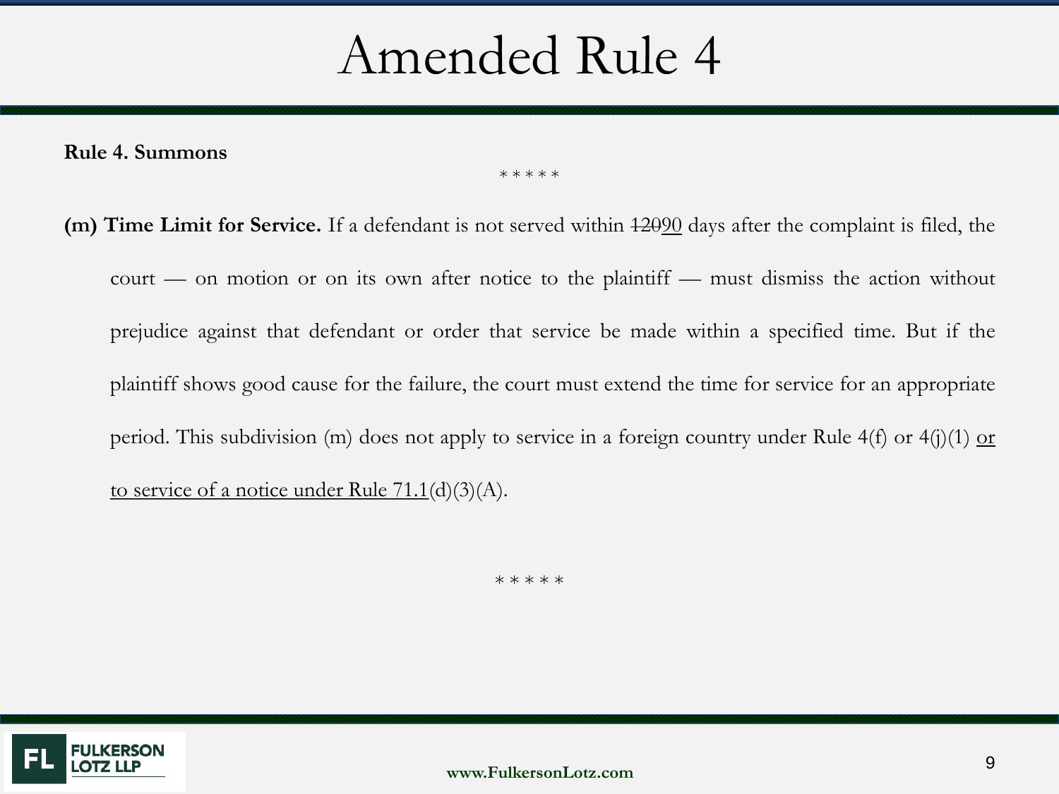# Amended Rule 4

**Rule 4. Summons**

\* \* \* \* \*

**(m) Time Limit for Service.** If a defendant is not served within ~~120~~<u>90</u> days after the complaint is filed, the court — on motion or on its own after notice to the plaintiff — must dismiss the action without prejudice against that defendant or order that service be made within a specified time. But if the plaintiff shows good cause for the failure, the court must extend the time for service for an appropriate period. This subdivision (m) does not apply to service in a foreign country under Rule 4(f) or 4(j)(1) <u>or to service of a notice under Rule 71.1</u>(d)(3)(A).

\* \* \* \* \*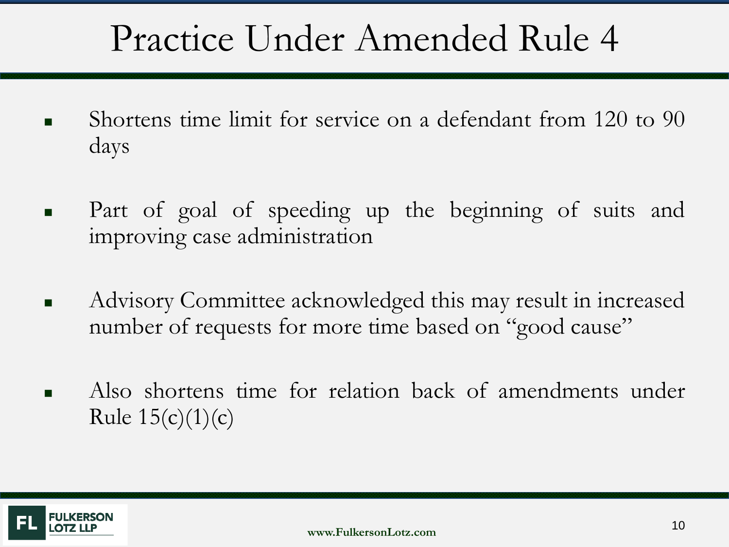# Practice Under Amended Rule 4

- Shortens time limit for service on a defendant from 120 to 90 days
- Part of goal of speeding up the beginning of suits and improving case administration
- Advisory Committee acknowledged this may result in increased number of requests for more time based on "good cause"
- Also shortens time for relation back of amendments under Rule 15(c)(1)(c)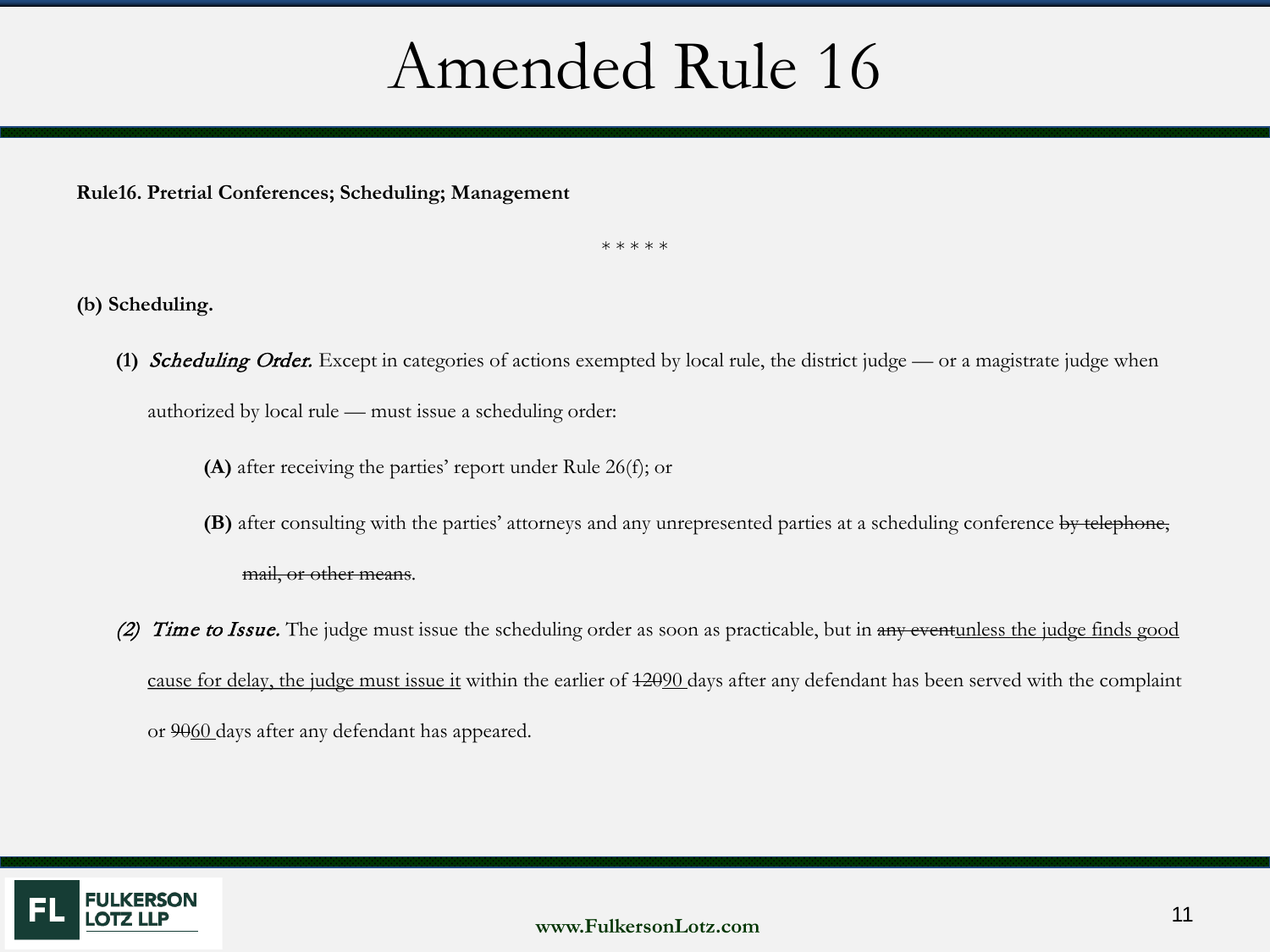# Amended Rule 16

**Rule16. Pretrial Conferences; Scheduling; Management**

\* \* \* \* \*

**(b) Scheduling.**

**(1)** ***Scheduling Order.*** Except in categories of actions exempted by local rule, the district judge — or a magistrate judge when authorized by local rule — must issue a scheduling order:

**(A)** after receiving the parties' report under Rule 26(f); or

**(B)** after consulting with the parties' attorneys and any unrepresented parties at a scheduling conference ~~by telephone, mail, or other means~~.

*(2)* ***Time to Issue.*** The judge must issue the scheduling order as soon as practicable, but in ~~any event~~<u>unless the judge finds good cause for delay, the judge must issue it</u> within the earlier of ~~120~~<u>90</u> days after any defendant has been served with the complaint or ~~90~~<u>60</u> days after any defendant has appeared.

FULKERSON LOTZ LLP

www.FulkersonLotz.com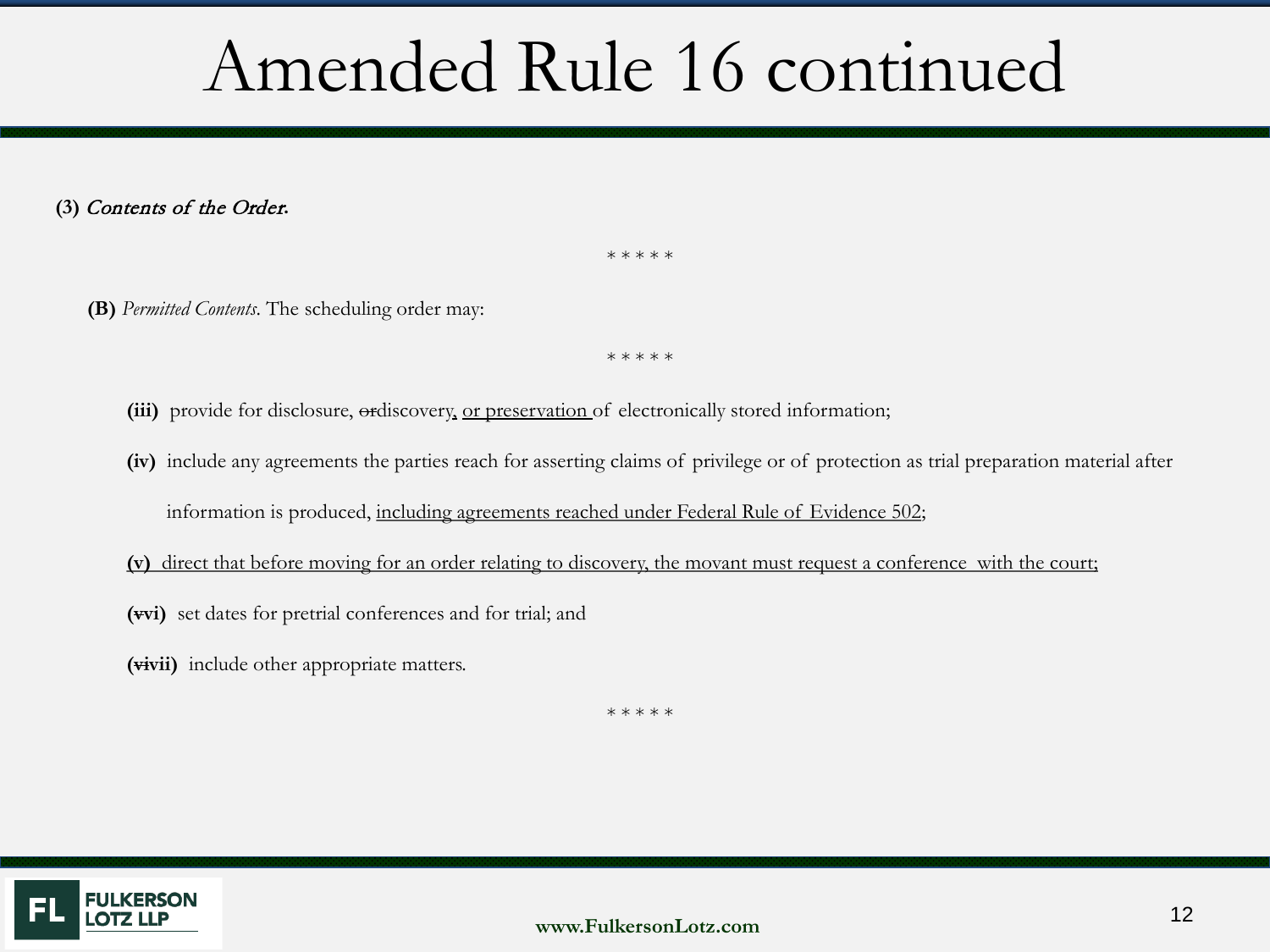# Amended Rule 16 continued

**(3)** *Contents of the Order.*

\* \* \* \* \*

**(B)** *Permitted Contents.* The scheduling order may:

\* \* \* \* \*

**(iii)** provide for disclosure, ~~or~~discovery<u>, or preservation </u>of electronically stored information;

**(iv)** include any agreements the parties reach for asserting claims of privilege or of protection as trial preparation material after information is produced, <u>including agreements reached under Federal Rule of Evidence 502</u>;

<u>**(v)** direct that before moving for an order relating to discovery, the movant must request a conference with the court;</u>

**(~~v~~vi)** set dates for pretrial conferences and for trial; and

**(~~vi~~vii)** include other appropriate matters.

\* \* \* \* \*

www.FulkersonLotz.com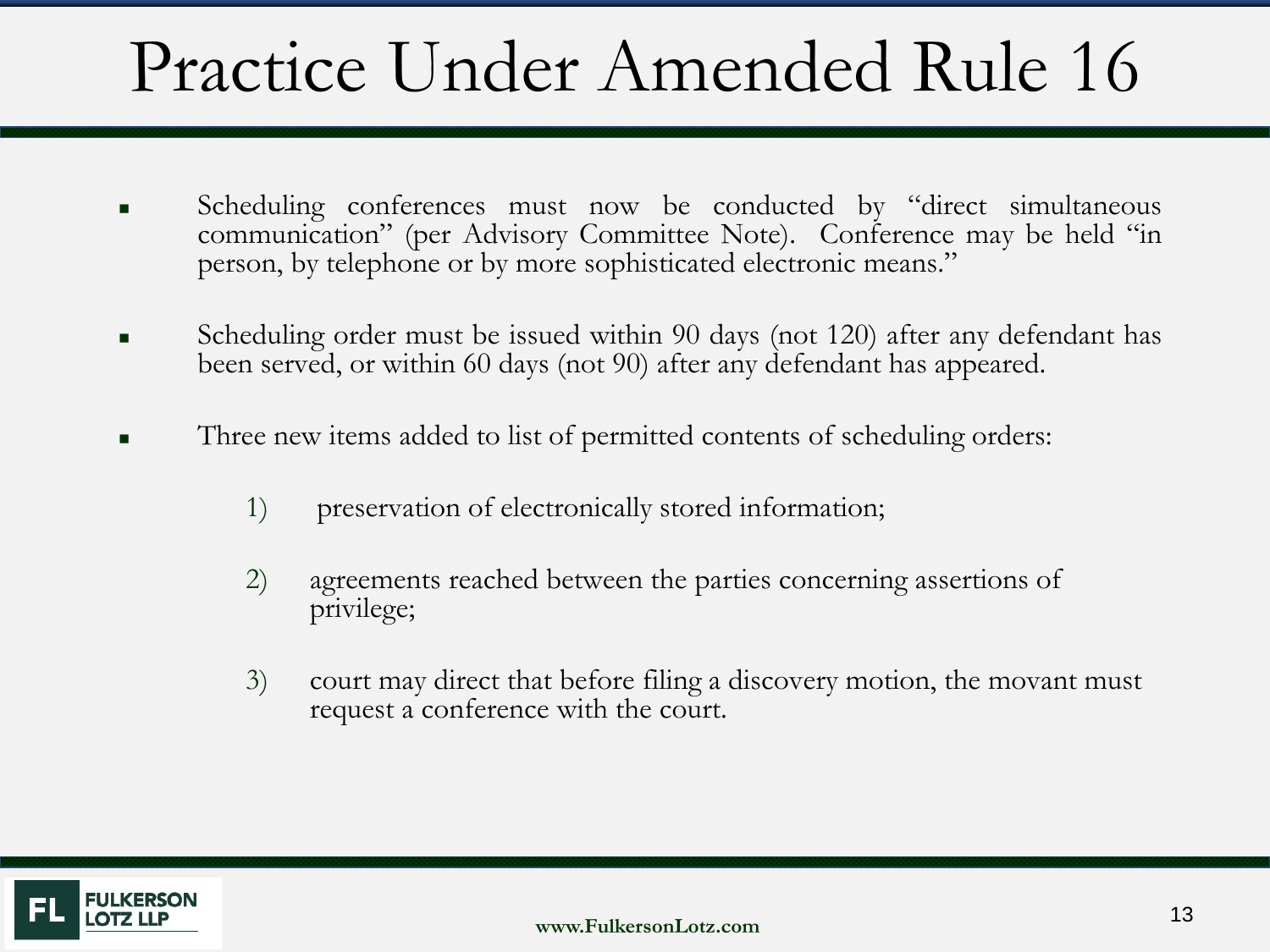# Practice Under Amended Rule 16

- Scheduling conferences must now be conducted by "direct simultaneous communication" (per Advisory Committee Note). Conference may be held "in person, by telephone or by more sophisticated electronic means."

- Scheduling order must be issued within 90 days (not 120) after any defendant has been served, or within 60 days (not 90) after any defendant has appeared.

- Three new items added to list of permitted contents of scheduling orders:

  1) preservation of electronically stored information;

  2) agreements reached between the parties concerning assertions of privilege;

  3) court may direct that before filing a discovery motion, the movant must request a conference with the court.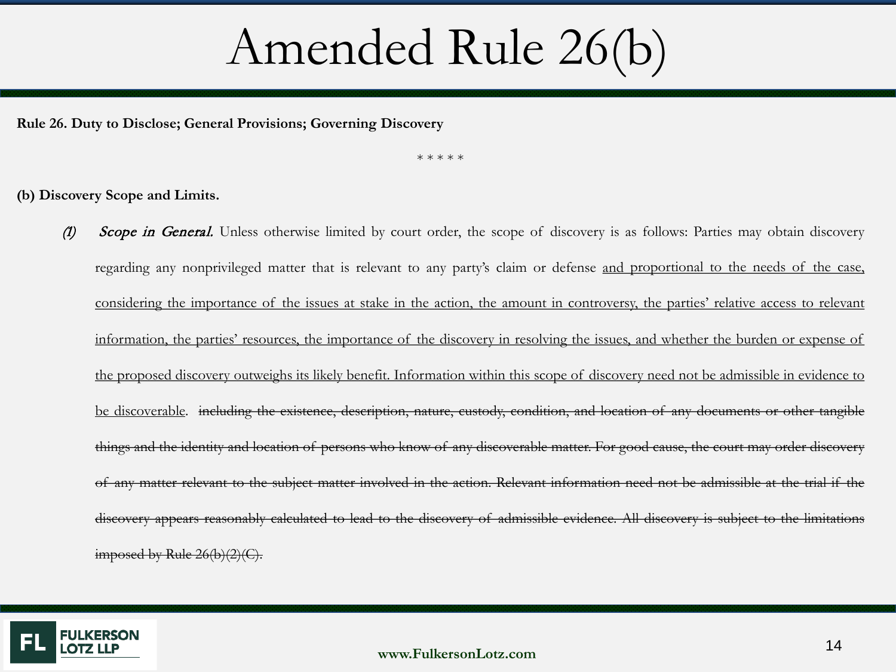# Amended Rule 26(b)

**Rule 26. Duty to Disclose; General Provisions; Governing Discovery**

\* \* \* \* \*

**(b) Discovery Scope and Limits.**

*(1)* *Scope in General.* Unless otherwise limited by court order, the scope of discovery is as follows: Parties may obtain discovery regarding any nonprivileged matter that is relevant to any party's claim or defense <u>and proportional to the needs of the case, considering the importance of the issues at stake in the action, the amount in controversy, the parties' relative access to relevant information, the parties' resources, the importance of the discovery in resolving the issues, and whether the burden or expense of the proposed discovery outweighs its likely benefit. Information within this scope of discovery need not be admissible in evidence to be discoverable</u>. ~~including the existence, description, nature, custody, condition, and location of any documents or other tangible things and the identity and location of persons who know of any discoverable matter. For good cause, the court may order discovery of any matter relevant to the subject matter involved in the action. Relevant information need not be admissible at the trial if the discovery appears reasonably calculated to lead to the discovery of admissible evidence. All discovery is subject to the limitations imposed by Rule 26(b)(2)(C).~~

FULKERSON LOTZ LLP

www.FulkersonLotz.com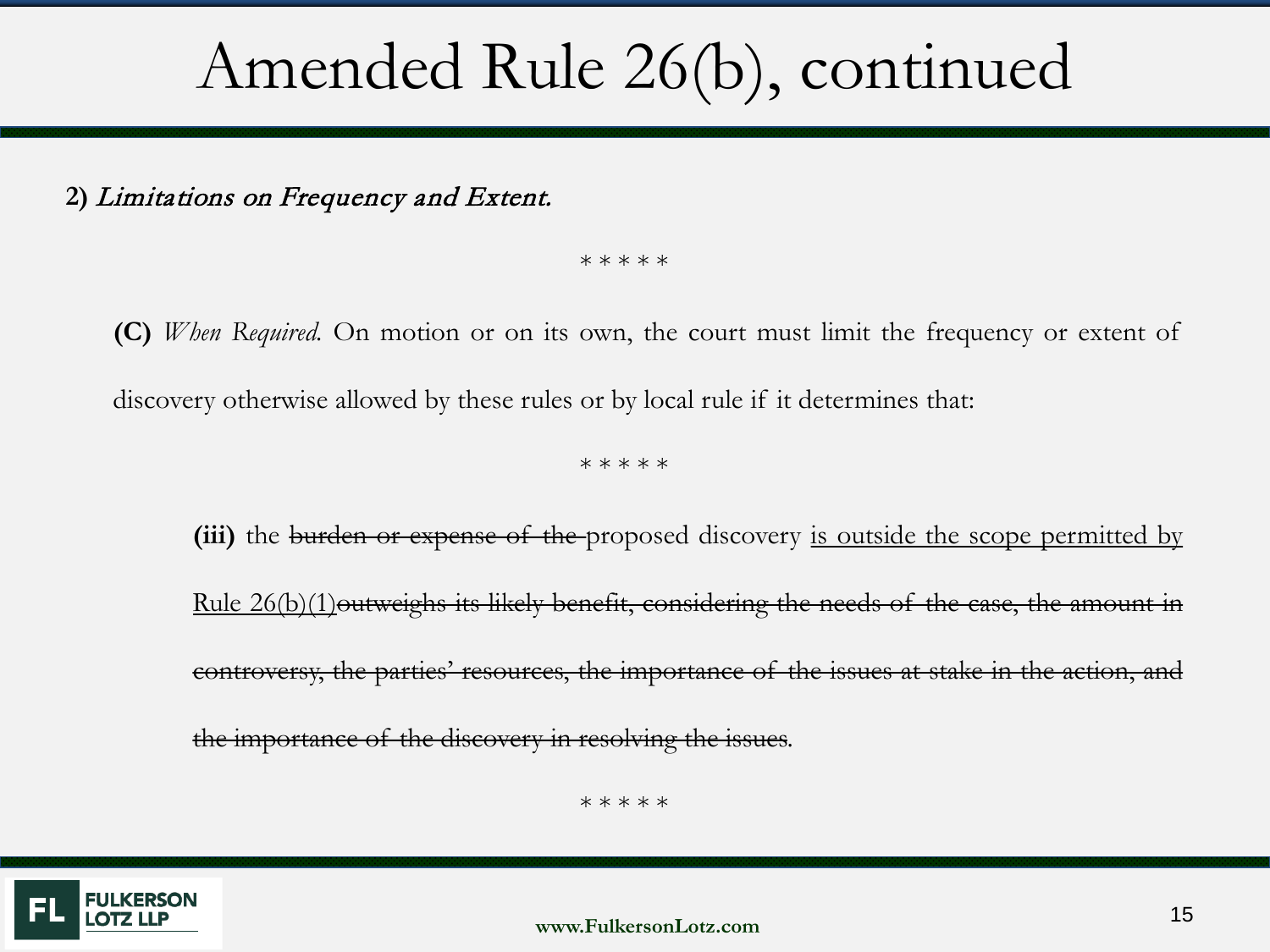# Amended Rule 26(b), continued

**2)** *Limitations on Frequency and Extent.*

\* \* \* \* \*

**(C)** *When Required.* On motion or on its own, the court must limit the frequency or extent of discovery otherwise allowed by these rules or by local rule if it determines that:

\* \* \* \* \*

**(iii)** the ~~burden or expense of the~~ proposed discovery <u>is outside the scope permitted by Rule 26(b)(1)</u>~~outweighs its likely benefit, considering the needs of the case, the amount in controversy, the parties' resources, the importance of the issues at stake in the action, and the importance of the discovery in resolving the issues~~.

\* \* \* \* \*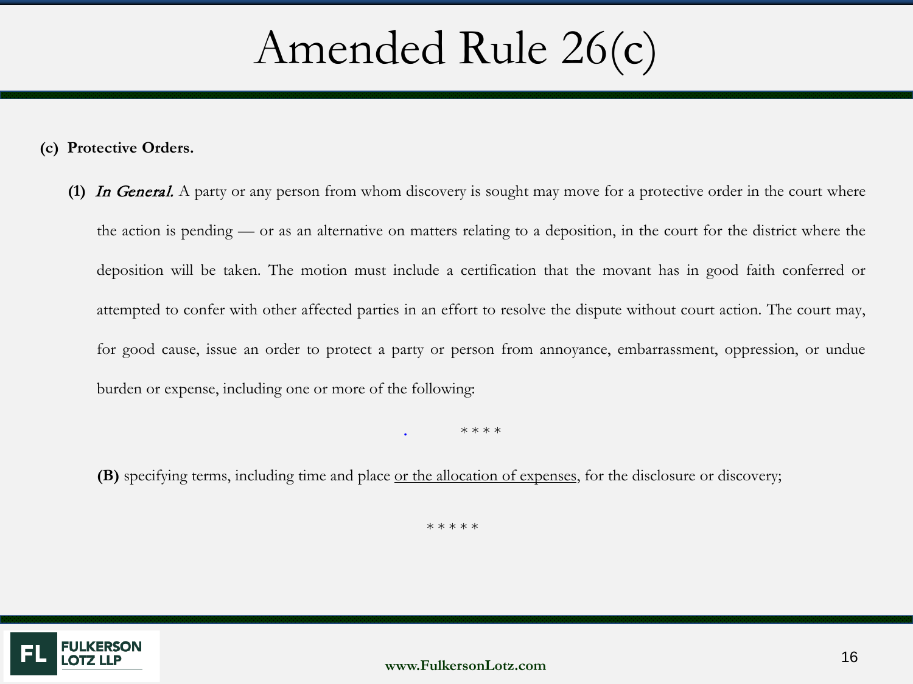# Amended Rule 26(c)

**(c) Protective Orders.**

**(1)** *In General.* A party or any person from whom discovery is sought may move for a protective order in the court where the action is pending — or as an alternative on matters relating to a deposition, in the court for the district where the deposition will be taken. The motion must include a certification that the movant has in good faith conferred or attempted to confer with other affected parties in an effort to resolve the dispute without court action. The court may, for good cause, issue an order to protect a party or person from annoyance, embarrassment, oppression, or undue burden or expense, including one or more of the following:

* * * *

**(B)** specifying terms, including time and place <u>or the allocation of expenses</u>, for the disclosure or discovery;

* * * * *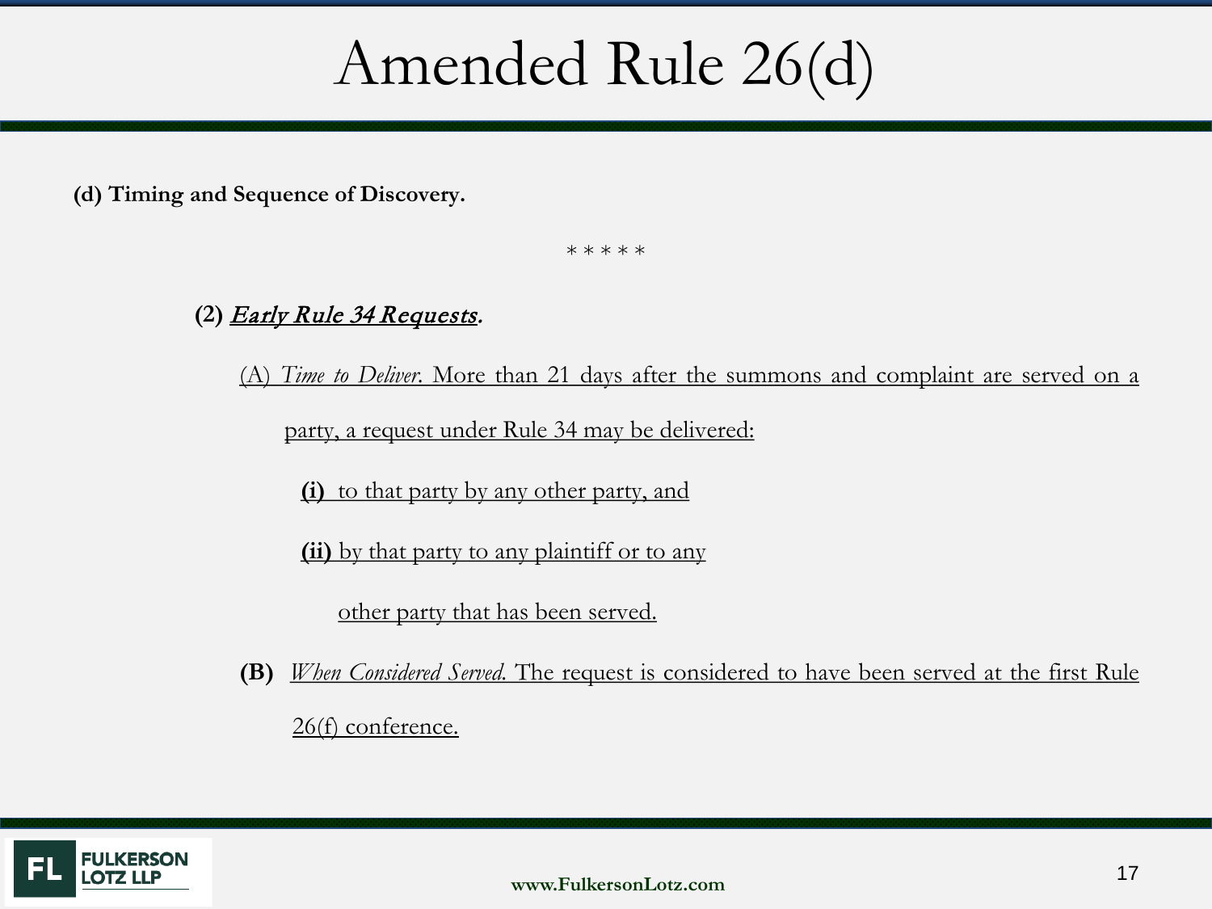# Amended Rule 26(d)

**(d) Timing and Sequence of Discovery.**

\* \* \* \* \*

**(2)** ***Early Rule 34 Requests.***

(A) *Time to Deliver.* More than 21 days after the summons and complaint are served on a party, a request under Rule 34 may be delivered:

**(i)** to that party by any other party, and

**(ii)** by that party to any plaintiff or to any other party that has been served.

**(B)** *When Considered Served.* The request is considered to have been served at the first Rule 26(f) conference.

FULKERSON LOTZ LLP

www.FulkersonLotz.com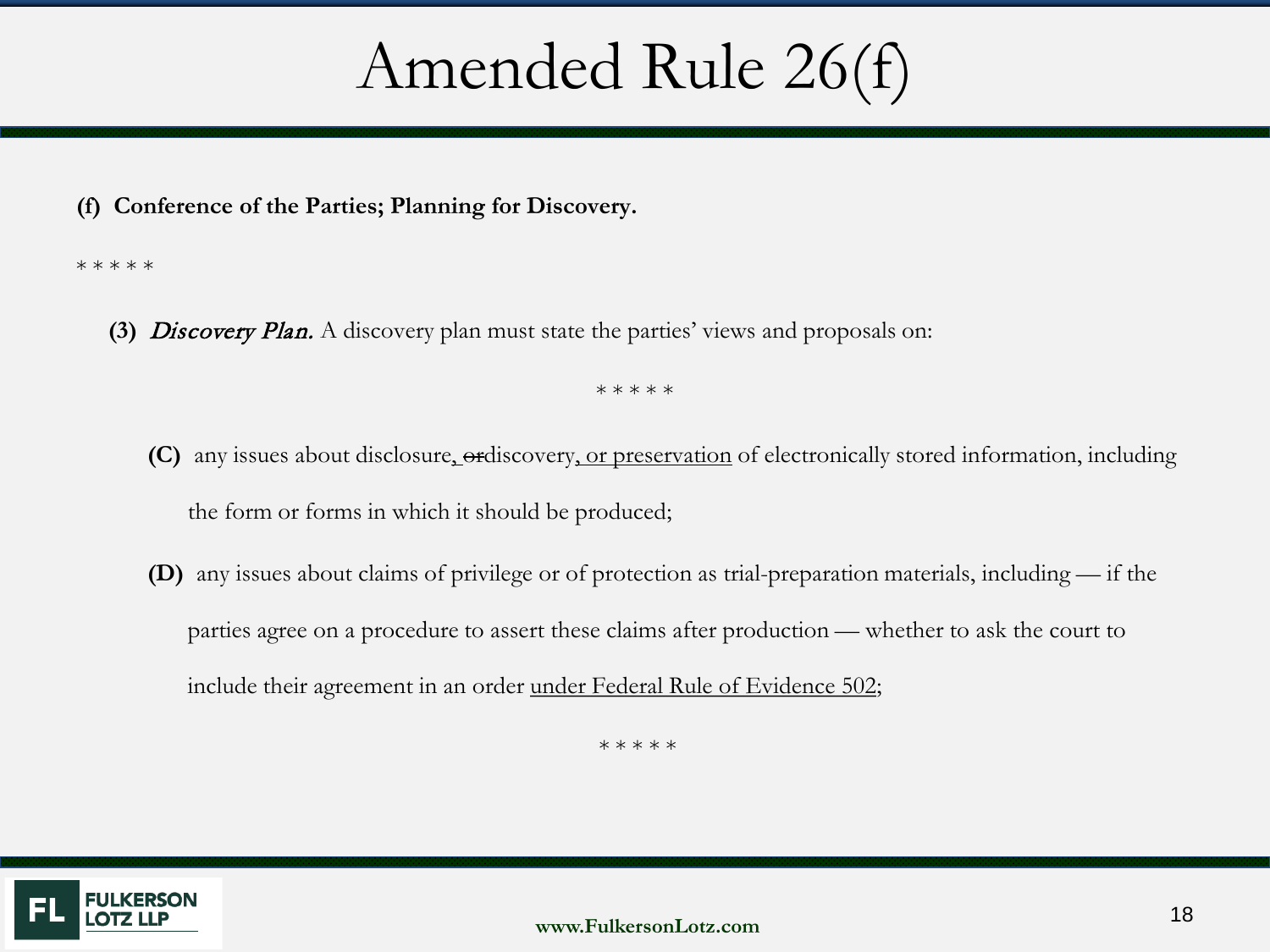# Amended Rule 26(f)

**(f) Conference of the Parties; Planning for Discovery.**

\* \* \* \* \*

**(3)** *Discovery Plan.* A discovery plan must state the parties' views and proposals on:

\* \* \* \* \*

**(C)** any issues about disclosure<u>,</u> ~~or~~discovery<u>, or preservation</u> of electronically stored information, including the form or forms in which it should be produced;

**(D)** any issues about claims of privilege or of protection as trial-preparation materials, including — if the parties agree on a procedure to assert these claims after production — whether to ask the court to include their agreement in an order <u>under Federal Rule of Evidence 502</u>;

\* \* \* \* \*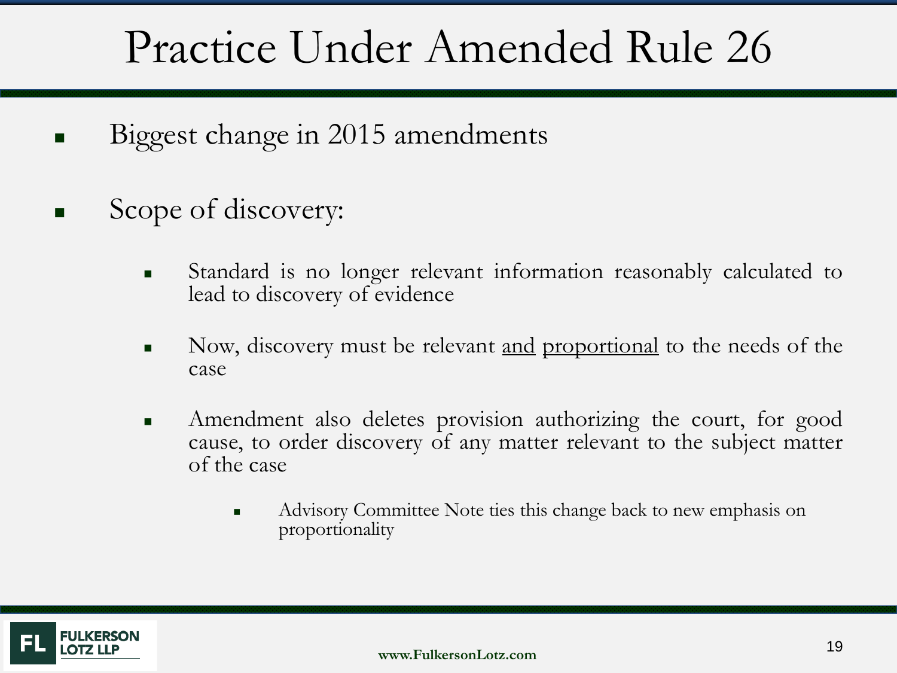# Practice Under Amended Rule 26

- Biggest change in 2015 amendments
- Scope of discovery:
  - Standard is no longer relevant information reasonably calculated to lead to discovery of evidence
  - Now, discovery must be relevant <u>and</u> <u>proportional</u> to the needs of the case
  - Amendment also deletes provision authorizing the court, for good cause, to order discovery of any matter relevant to the subject matter of the case
    - Advisory Committee Note ties this change back to new emphasis on proportionality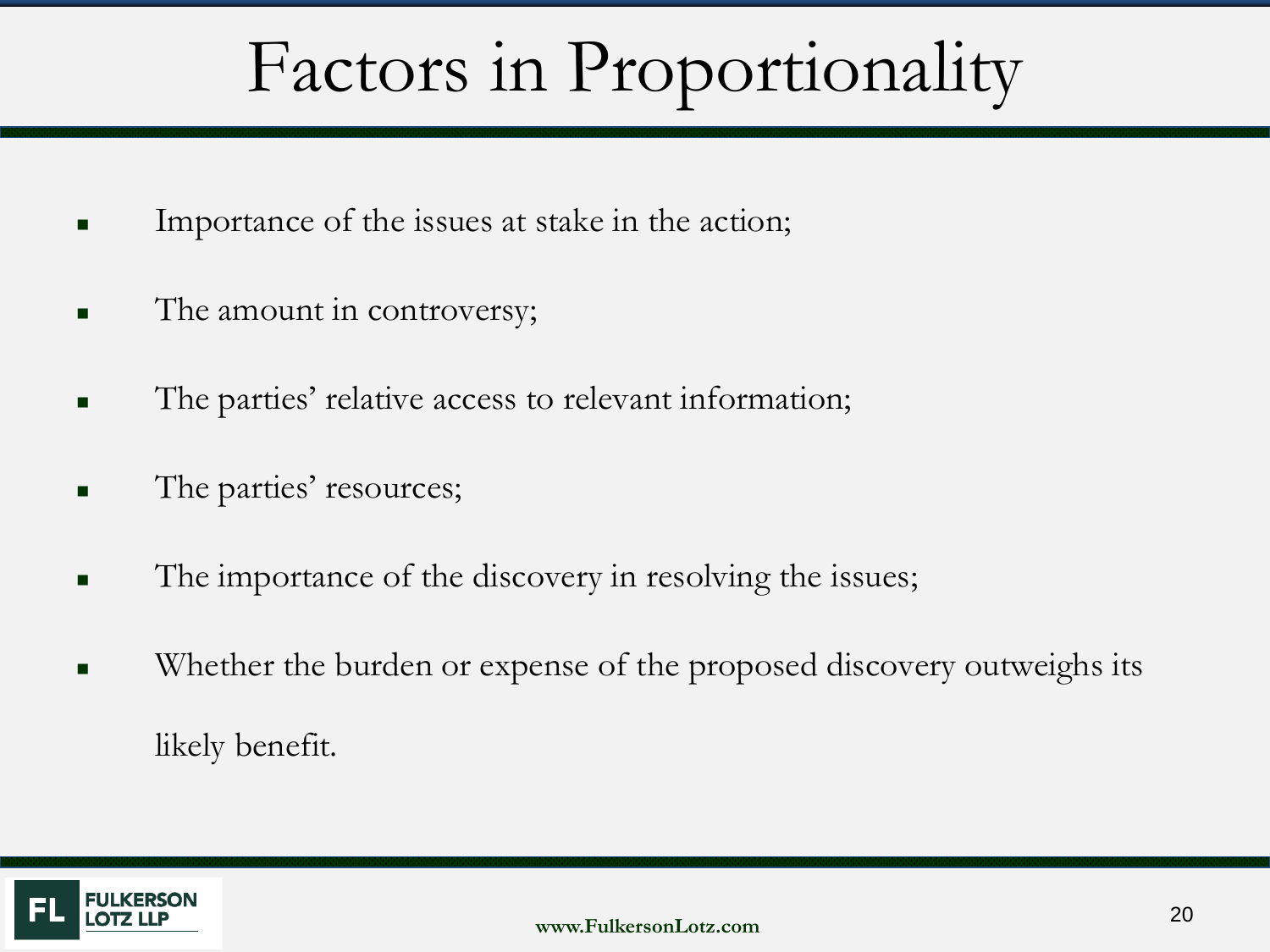# Factors in Proportionality

- Importance of the issues at stake in the action;
- The amount in controversy;
- The parties’ relative access to relevant information;
- The parties’ resources;
- The importance of the discovery in resolving the issues;
- Whether the burden or expense of the proposed discovery outweighs its likely benefit.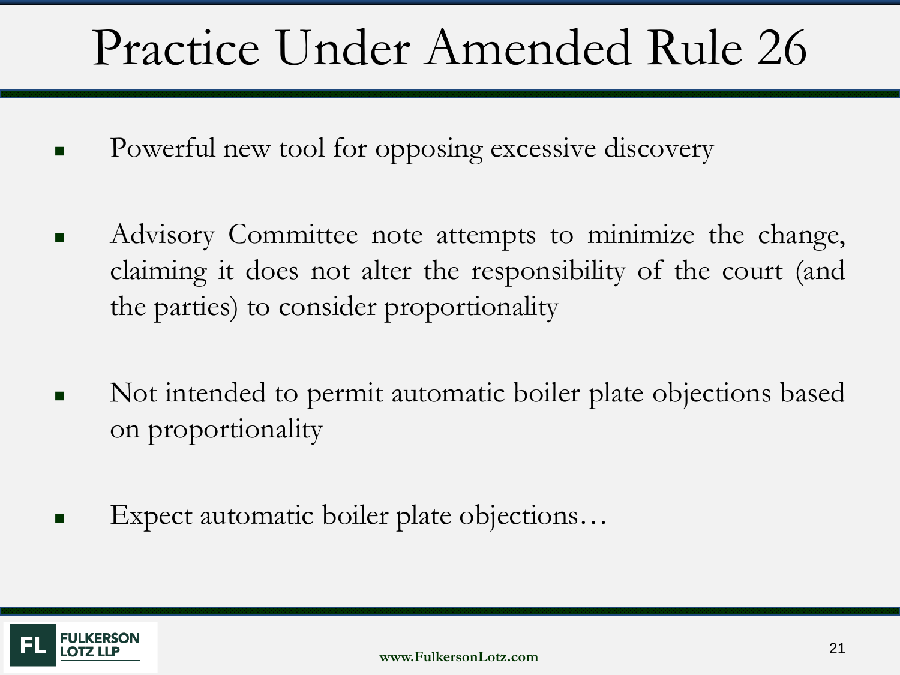# Practice Under Amended Rule 26

- Powerful new tool for opposing excessive discovery
- Advisory Committee note attempts to minimize the change, claiming it does not alter the responsibility of the court (and the parties) to consider proportionality
- Not intended to permit automatic boiler plate objections based on proportionality
- Expect automatic boiler plate objections…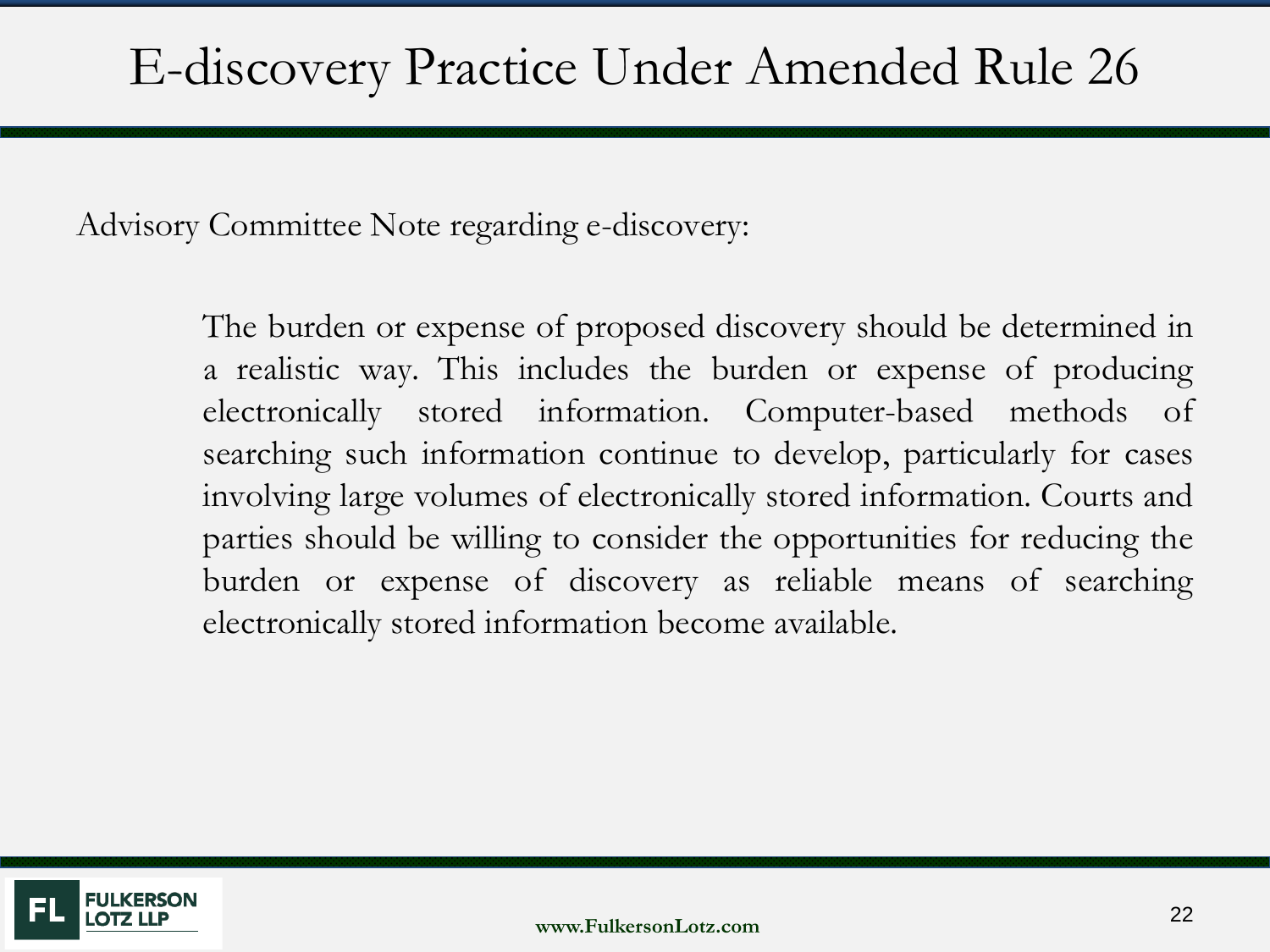# E-discovery Practice Under Amended Rule 26

Advisory Committee Note regarding e-discovery:

> The burden or expense of proposed discovery should be determined in a realistic way. This includes the burden or expense of producing electronically stored information. Computer-based methods of searching such information continue to develop, particularly for cases involving large volumes of electronically stored information. Courts and parties should be willing to consider the opportunities for reducing the burden or expense of discovery as reliable means of searching electronically stored information become available.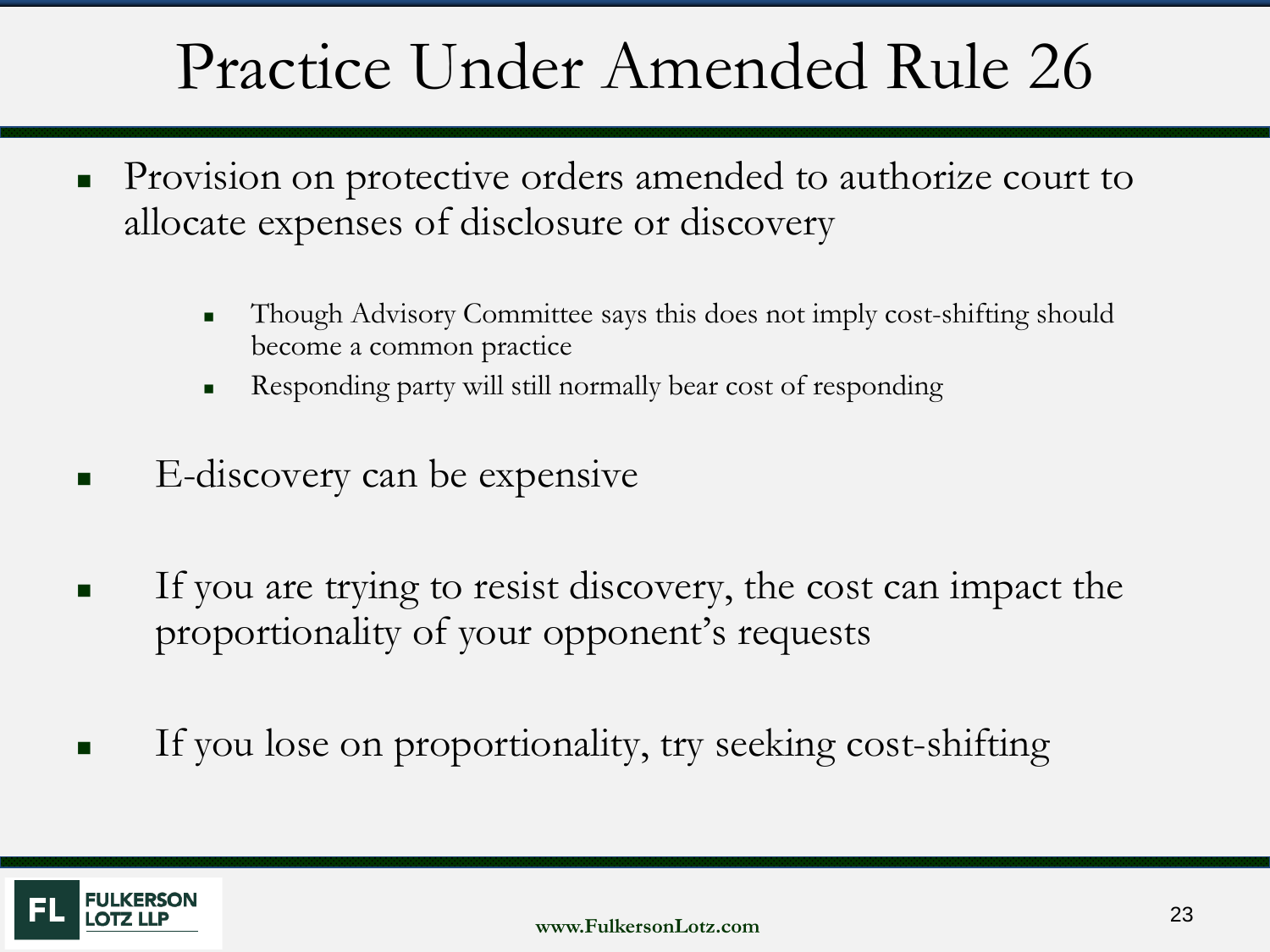# Practice Under Amended Rule 26

- Provision on protective orders amended to authorize court to allocate expenses of disclosure or discovery
  - Though Advisory Committee says this does not imply cost-shifting should become a common practice
  - Responding party will still normally bear cost of responding
- E-discovery can be expensive
- If you are trying to resist discovery, the cost can impact the proportionality of your opponent's requests
- If you lose on proportionality, try seeking cost-shifting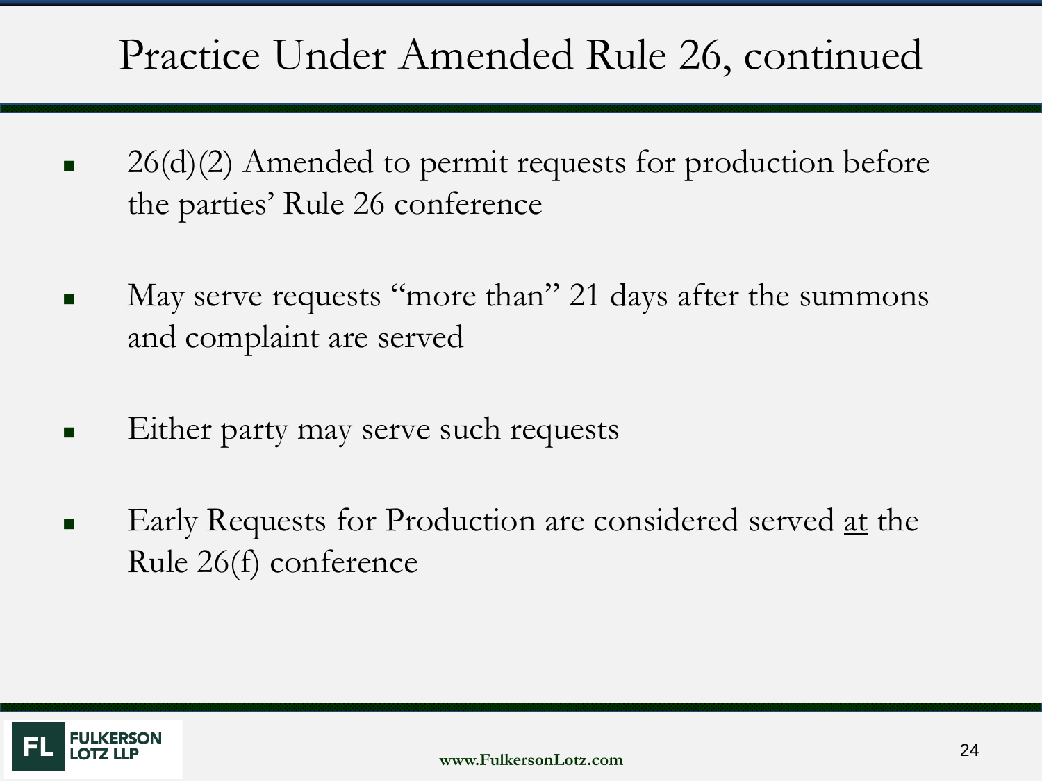# Practice Under Amended Rule 26, continued

- 26(d)(2) Amended to permit requests for production before the parties' Rule 26 conference
- May serve requests "more than" 21 days after the summons and complaint are served
- Either party may serve such requests
- Early Requests for Production are considered served <u>at</u> the Rule 26(f) conference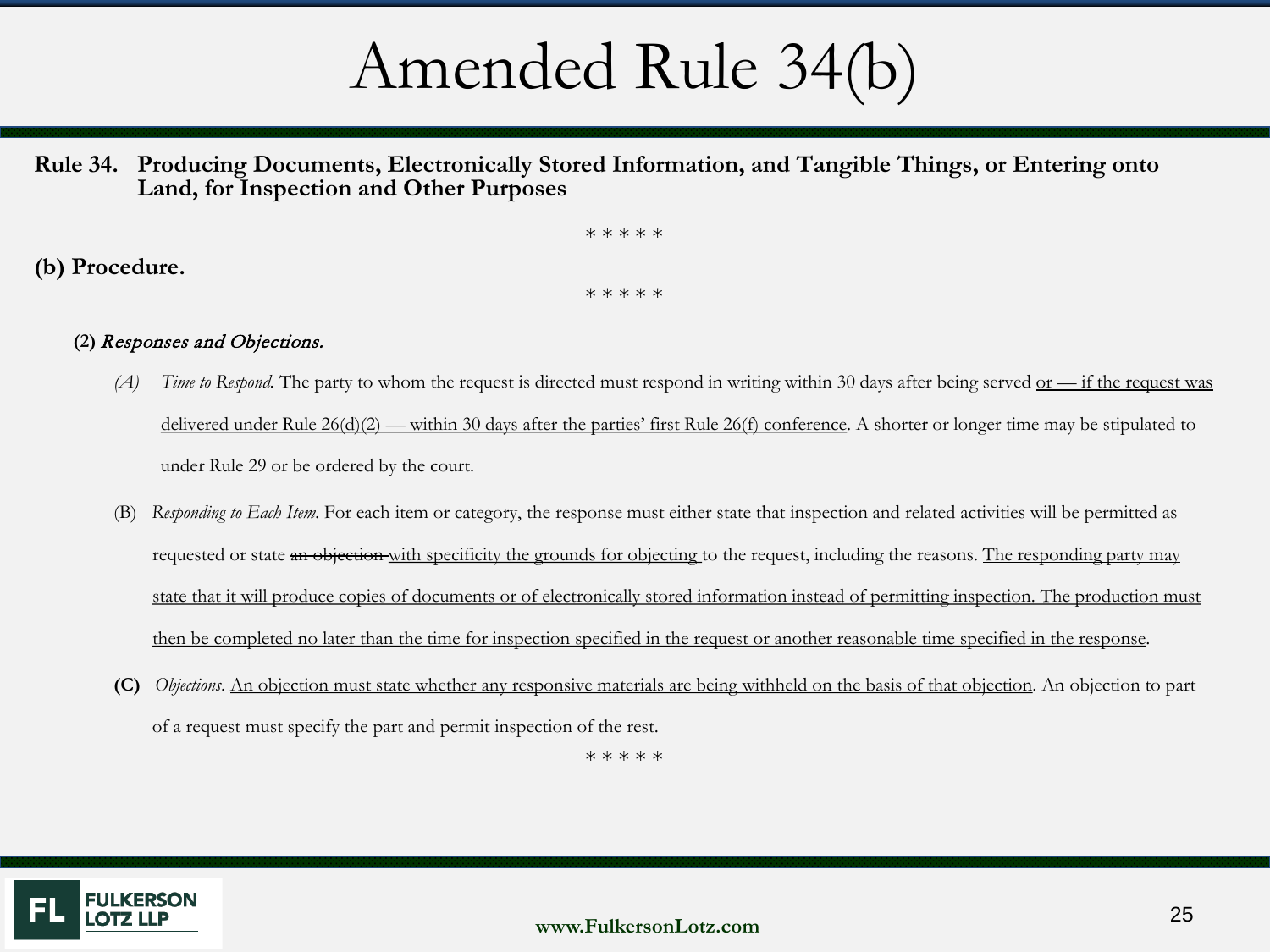# Amended Rule 34(b)

**Rule 34. Producing Documents, Electronically Stored Information, and Tangible Things, or Entering onto Land, for Inspection and Other Purposes**

\* \* \* \* \*

**(b) Procedure.**

\* \* \* \* \*

**(2)** ***Responses and Objections.***

*(A) Time to Respond.* The party to whom the request is directed must respond in writing within 30 days after being served <u>or — if the request was delivered under Rule 26(d)(2) — within 30 days after the parties' first Rule 26(f) conference</u>. A shorter or longer time may be stipulated to under Rule 29 or be ordered by the court.

(B) *Responding to Each Item.* For each item or category, the response must either state that inspection and related activities will be permitted as requested or state ~~an objection~~ <u>with specificity the grounds for objecting</u> to the request, including the reasons. <u>The responding party may state that it will produce copies of documents or of electronically stored information instead of permitting inspection. The production must then be completed no later than the time for inspection specified in the request or another reasonable time specified in the response</u>.

**(C)** *Objections.* <u>An objection must state whether any responsive materials are being withheld on the basis of that objection</u>. An objection to part of a request must specify the part and permit inspection of the rest.

\* \* \* \* \*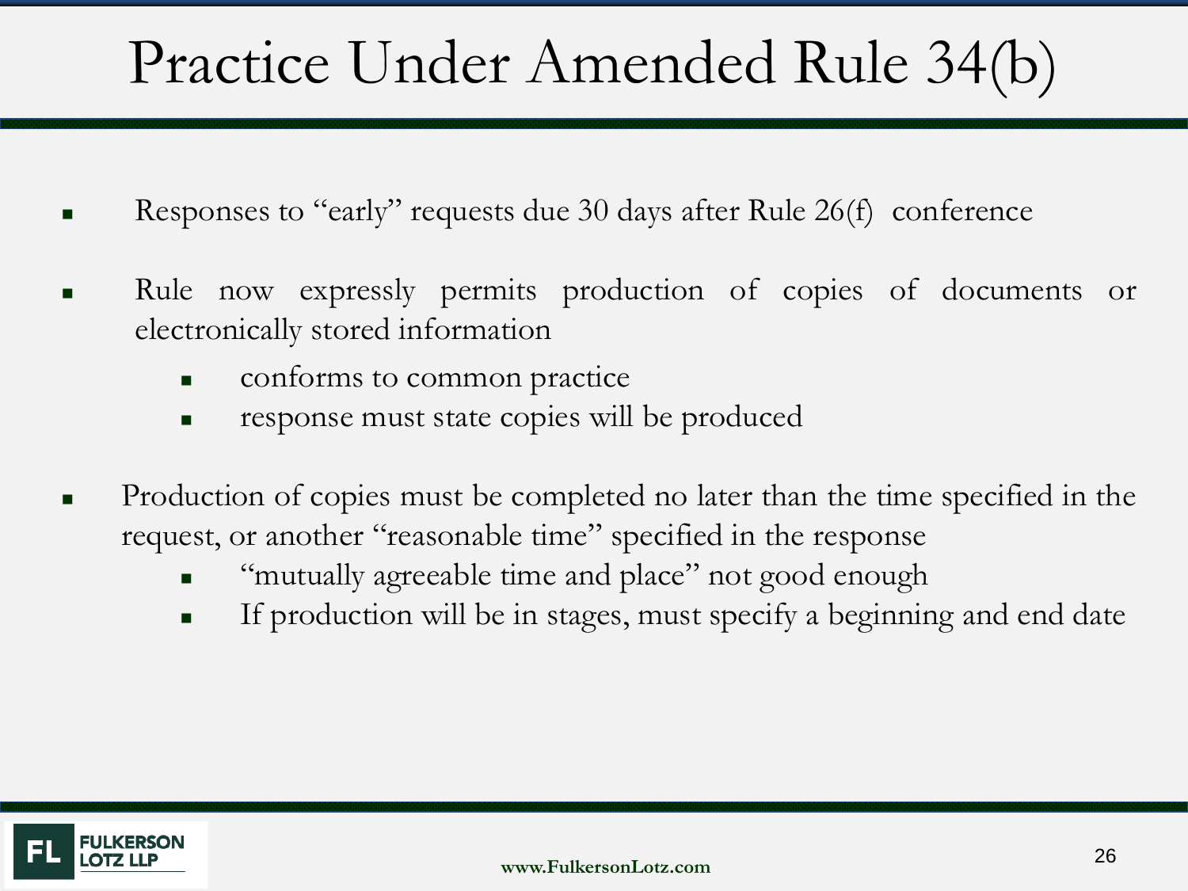# Practice Under Amended Rule 34(b)

- Responses to "early" requests due 30 days after Rule 26(f) conference
- Rule now expressly permits production of copies of documents or electronically stored information
  - conforms to common practice
  - response must state copies will be produced
- Production of copies must be completed no later than the time specified in the request, or another "reasonable time" specified in the response
  - "mutually agreeable time and place" not good enough
  - If production will be in stages, must specify a beginning and end date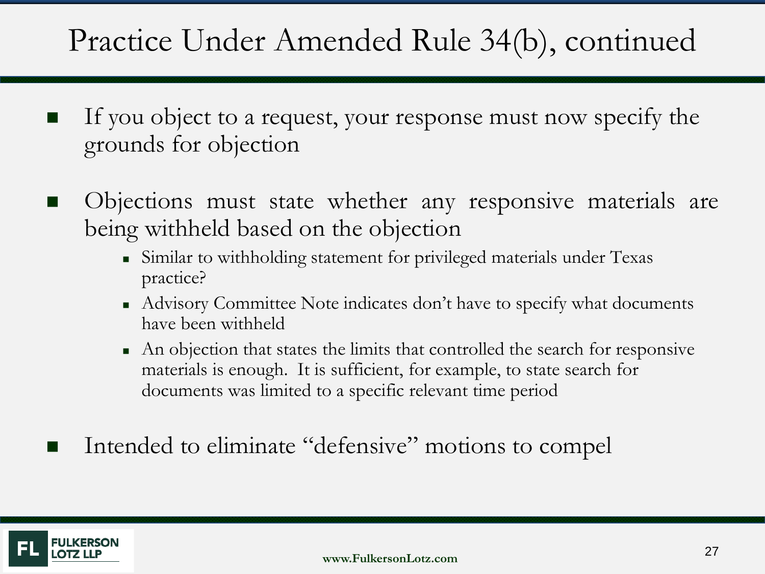# Practice Under Amended Rule 34(b), continued

- If you object to a request, your response must now specify the grounds for objection
- Objections must state whether any responsive materials are being withheld based on the objection
  - Similar to withholding statement for privileged materials under Texas practice?
  - Advisory Committee Note indicates don't have to specify what documents have been withheld
  - An objection that states the limits that controlled the search for responsive materials is enough. It is sufficient, for example, to state search for documents was limited to a specific relevant time period
- Intended to eliminate "defensive" motions to compel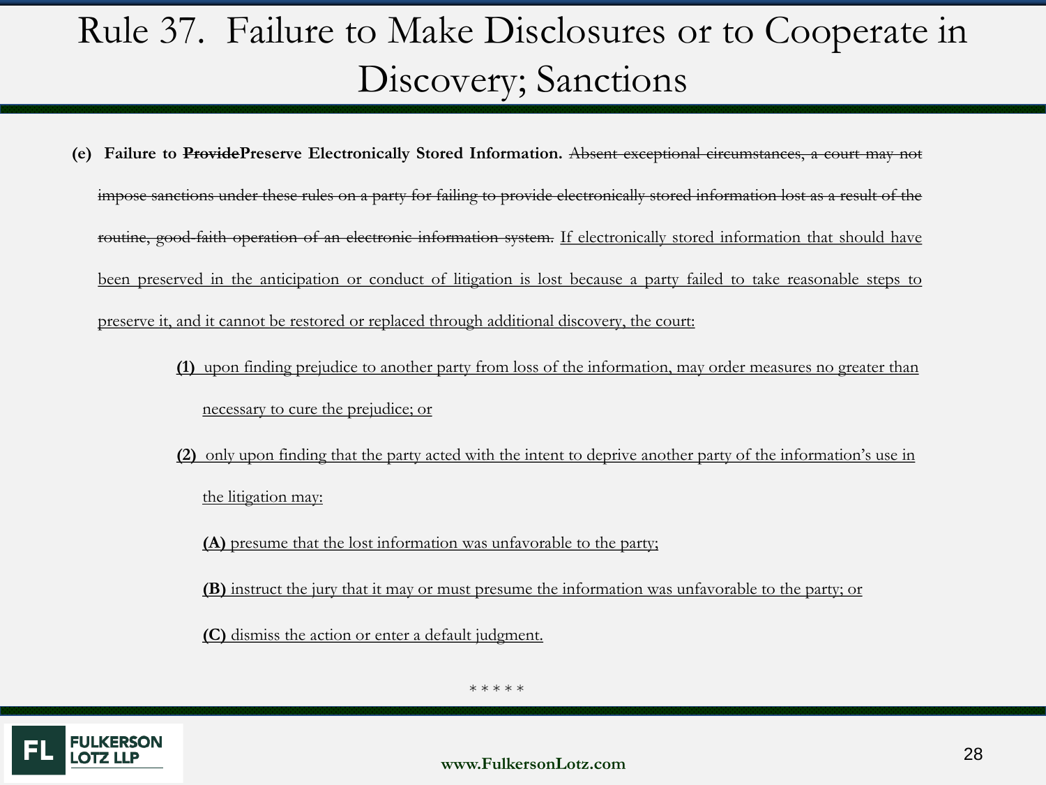# Rule 37. Failure to Make Disclosures or to Cooperate in Discovery; Sanctions

**(e) Failure to ~~Provide~~Preserve Electronically Stored Information.** ~~Absent exceptional circumstances, a court may not impose sanctions under these rules on a party for failing to provide electronically stored information lost as a result of the routine, good-faith operation of an electronic information system.~~ <u>If electronically stored information that should have been preserved in the anticipation or conduct of litigation is lost because a party failed to take reasonable steps to preserve it, and it cannot be restored or replaced through additional discovery, the court:</u>

> <u>**(1)** upon finding prejudice to another party from loss of the information, may order measures no greater than necessary to cure the prejudice; or</u>
>
> <u>**(2)** only upon finding that the party acted with the intent to deprive another party of the information's use in the litigation may:</u>
>
> <u>**(A)** presume that the lost information was unfavorable to the party;</u>
>
> <u>**(B)** instruct the jury that it may or must presume the information was unfavorable to the party; or</u>
>
> <u>**(C)** dismiss the action or enter a default judgment.</u>

\* \* \* \* \*

FULKERSON LOTZ LLP

www.FulkersonLotz.com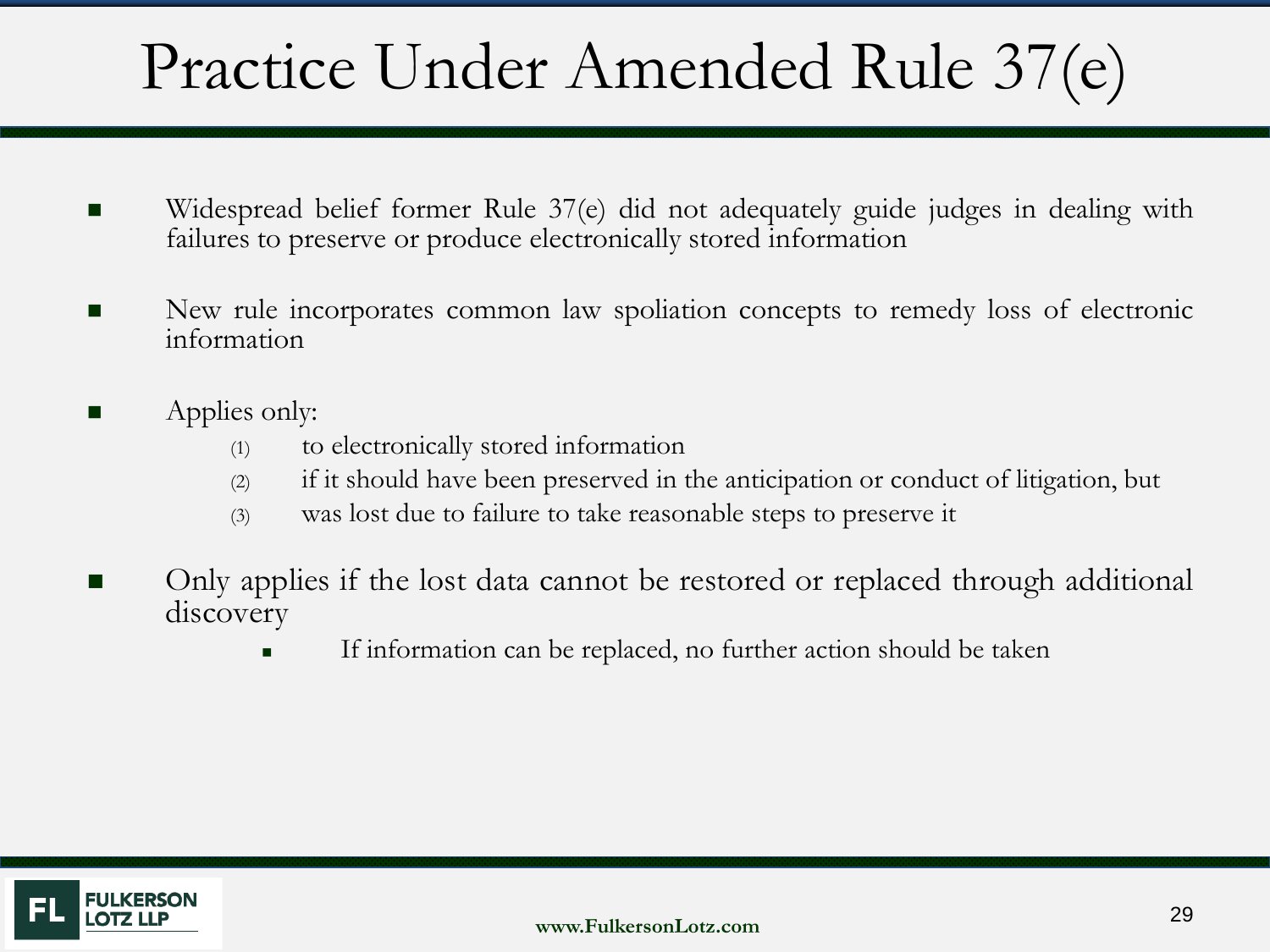# Practice Under Amended Rule 37(e)

- Widespread belief former Rule 37(e) did not adequately guide judges in dealing with failures to preserve or produce electronically stored information

- New rule incorporates common law spoliation concepts to remedy loss of electronic information

- Applies only:
  1. to electronically stored information
  2. if it should have been preserved in the anticipation or conduct of litigation, but
  3. was lost due to failure to take reasonable steps to preserve it

- Only applies if the lost data cannot be restored or replaced through additional discovery
  - If information can be replaced, no further action should be taken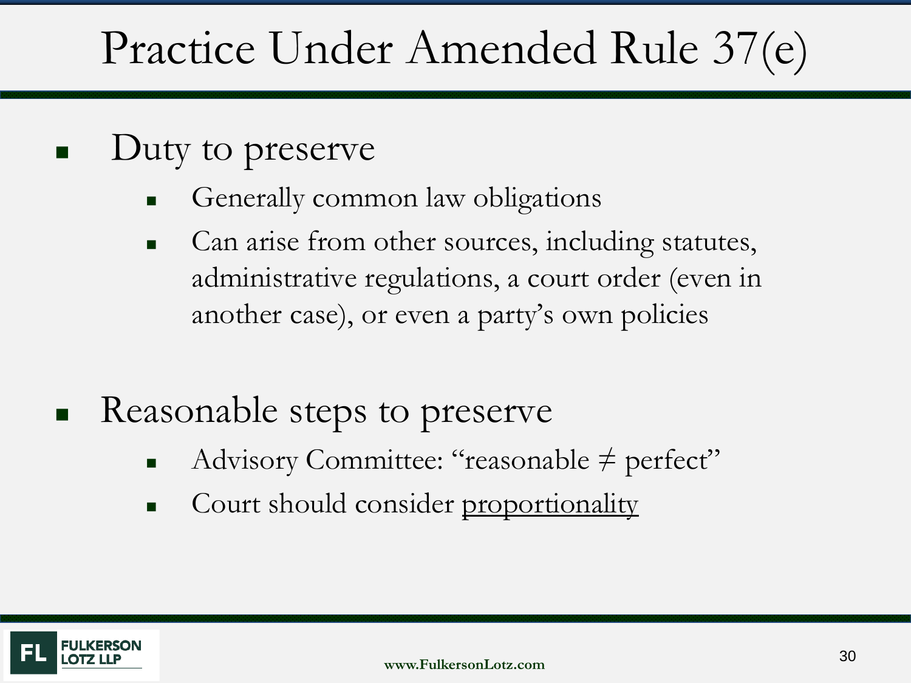# Practice Under Amended Rule 37(e)

- Duty to preserve
  - Generally common law obligations
  - Can arise from other sources, including statutes, administrative regulations, a court order (even in another case), or even a party's own policies

- Reasonable steps to preserve
  - Advisory Committee: "reasonable ≠ perfect"
  - Court should consider <u>proportionality</u>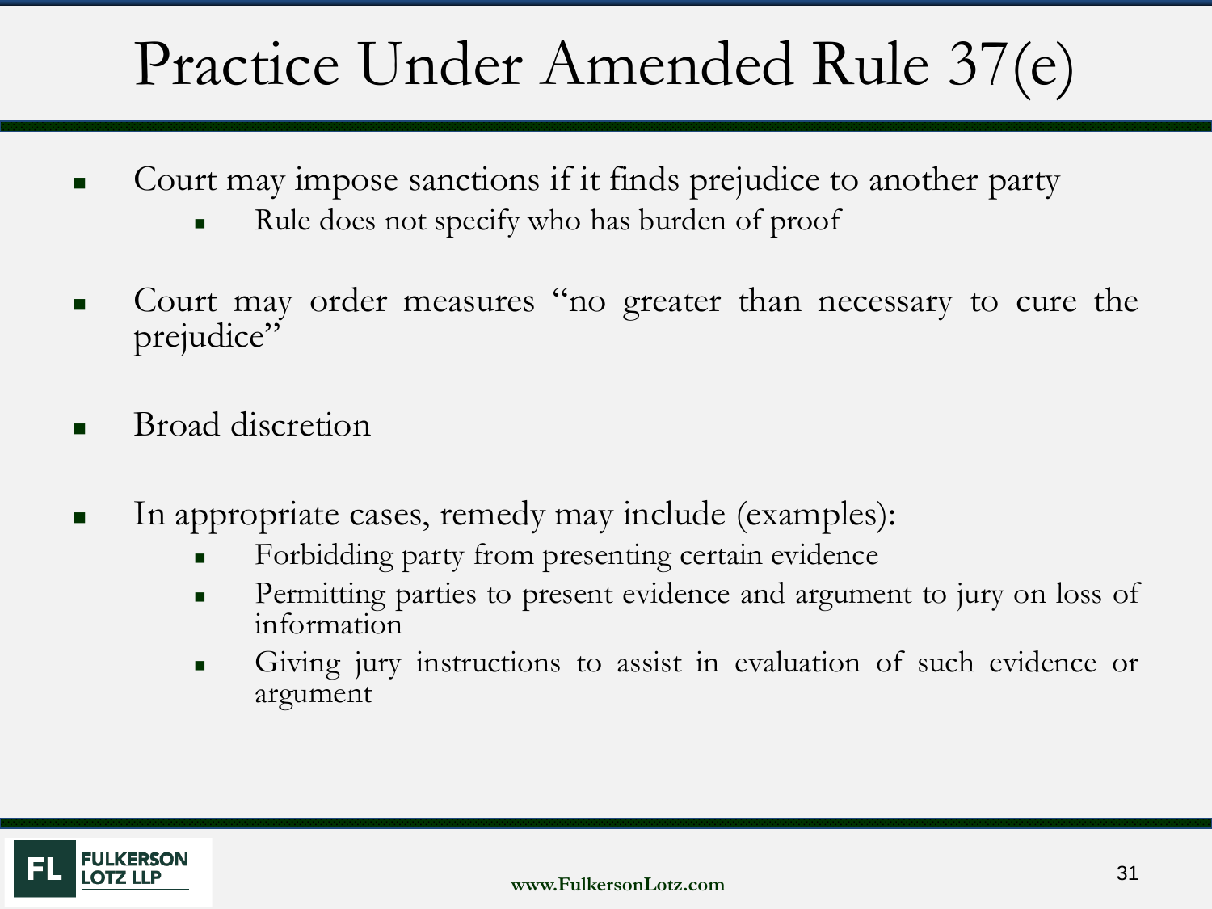# Practice Under Amended Rule 37(e)

- Court may impose sanctions if it finds prejudice to another party
  - Rule does not specify who has burden of proof
- Court may order measures "no greater than necessary to cure the prejudice"
- Broad discretion
- In appropriate cases, remedy may include (examples):
  - Forbidding party from presenting certain evidence
  - Permitting parties to present evidence and argument to jury on loss of information
  - Giving jury instructions to assist in evaluation of such evidence or argument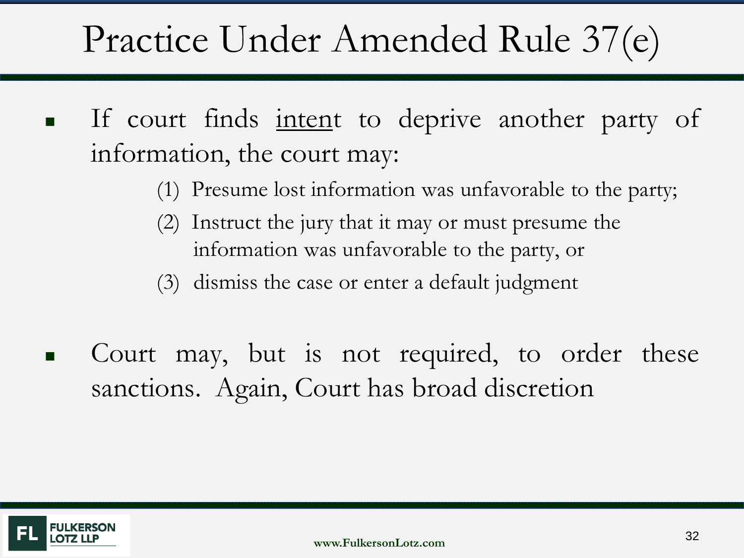# Practice Under Amended Rule 37(e)

- If court finds <u>intent</u> to deprive another party of information, the court may:
  - (1) Presume lost information was unfavorable to the party;
  - (2) Instruct the jury that it may or must presume the information was unfavorable to the party, or
  - (3) dismiss the case or enter a default judgment

- Court may, but is not required, to order these sanctions. Again, Court has broad discretion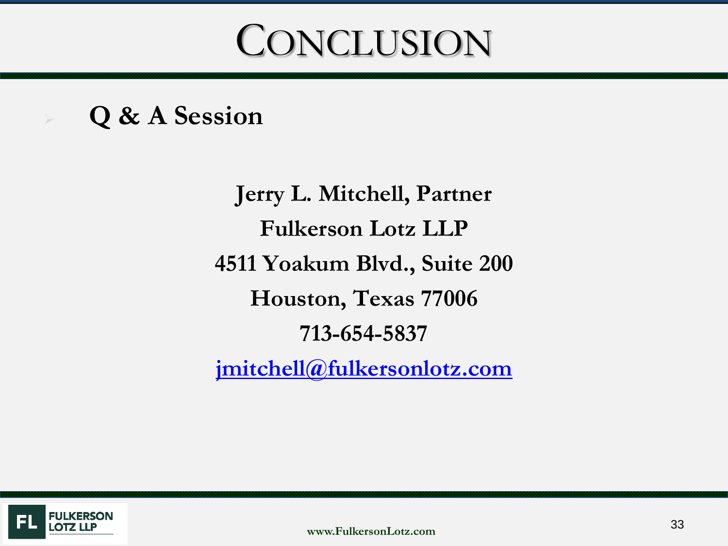# CONCLUSION

- **Q & A Session**

**Jerry L. Mitchell, Partner**

**Fulkerson Lotz LLP**

**4511 Yoakum Blvd., Suite 200**

**Houston, Texas 77006**

**713-654-5837**

**jmitchell@fulkersonlotz.com**

FL FULKERSON LOTZ LLP

www.FulkersonLotz.com